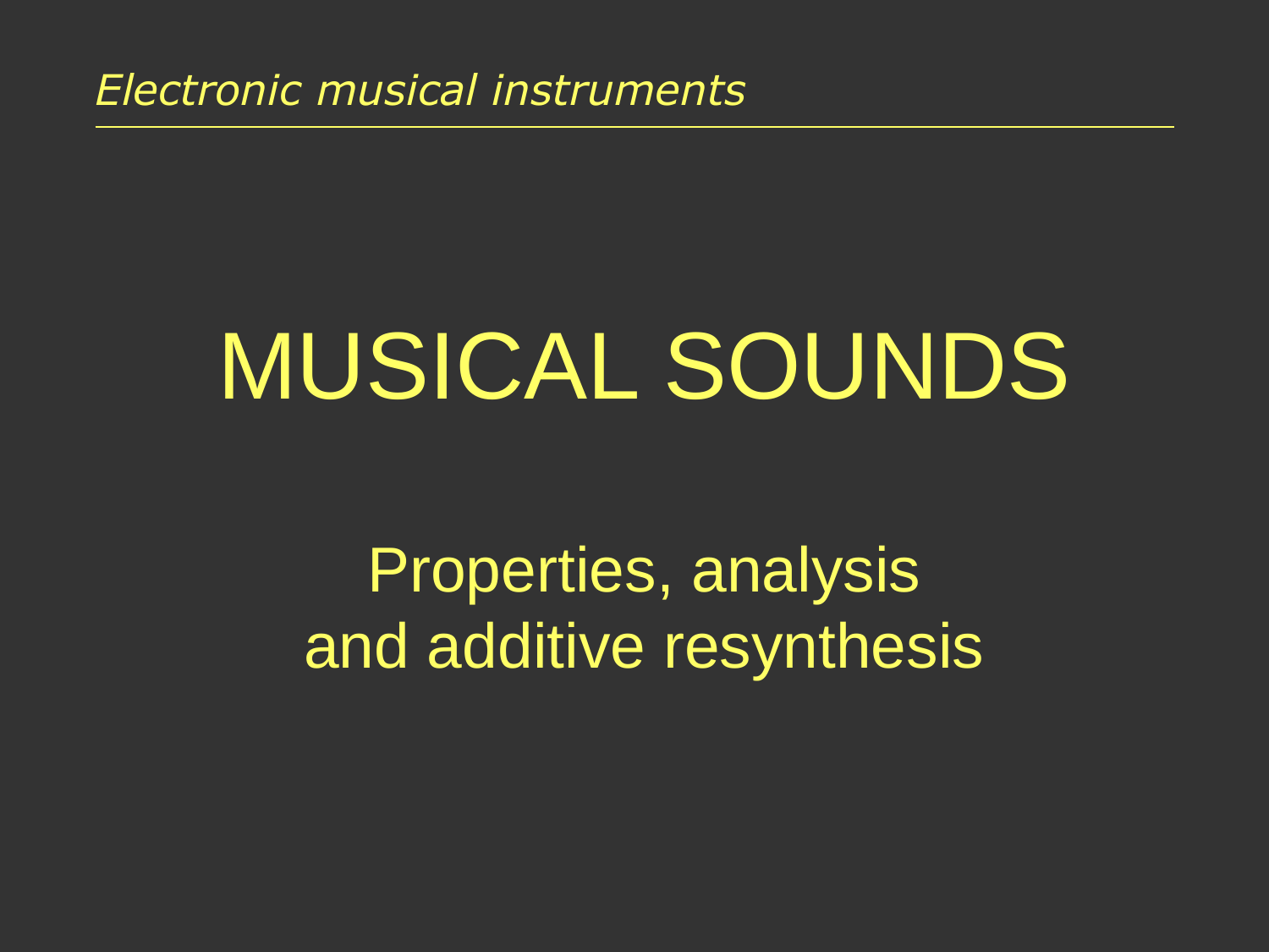*Electronic musical instruments*

# MUSICAL SOUNDS

## Properties, analysis and additive resynthesis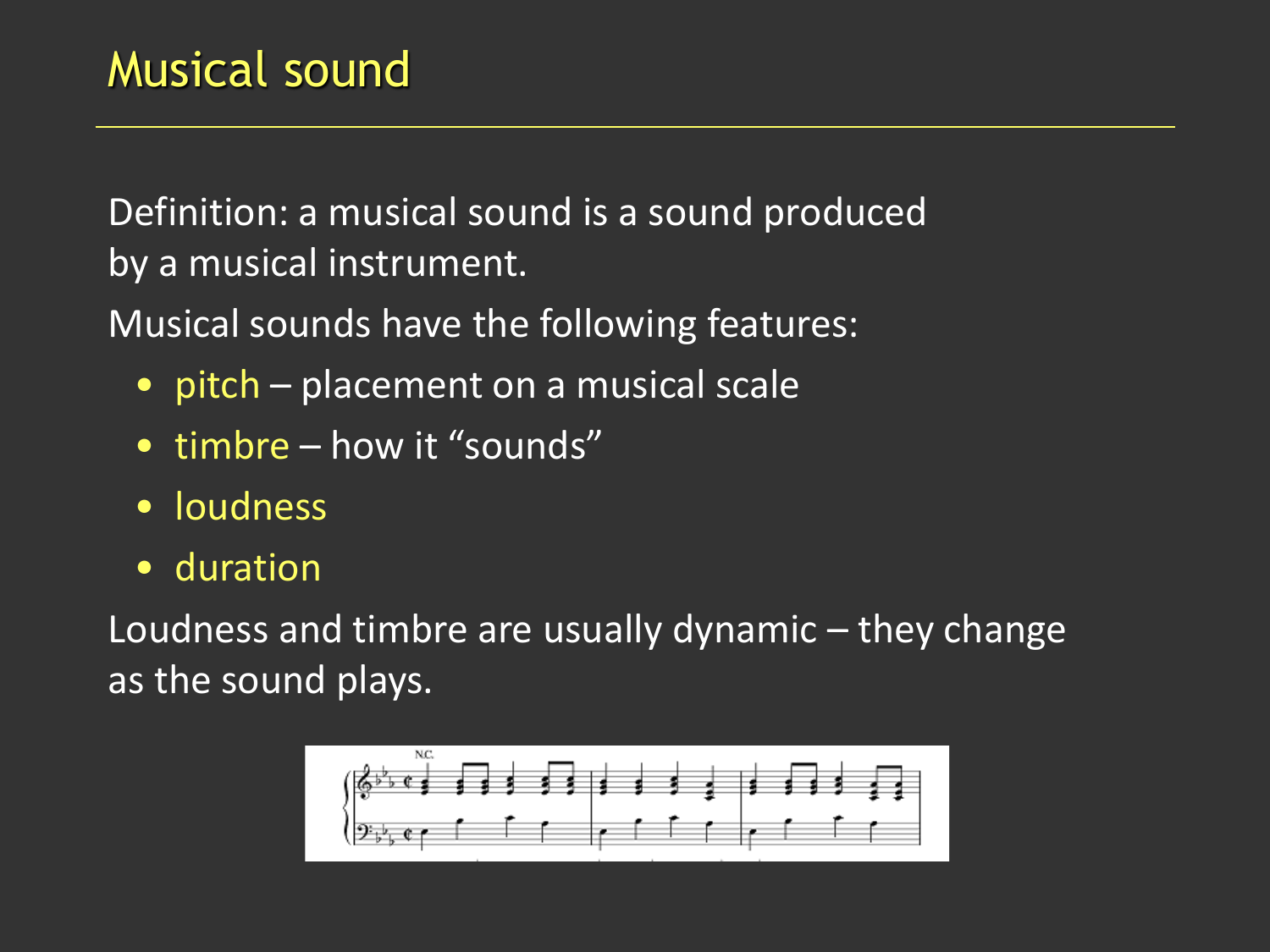# Musical sound

Definition: a musical sound is a sound produced by a musical instrument.

Musical sounds have the following features:

- pitch – placement on a musical scale
- timbre – how it "sounds"
- loudness
- duration

Loudness and timbre are usually dynamic – they change as the sound plays.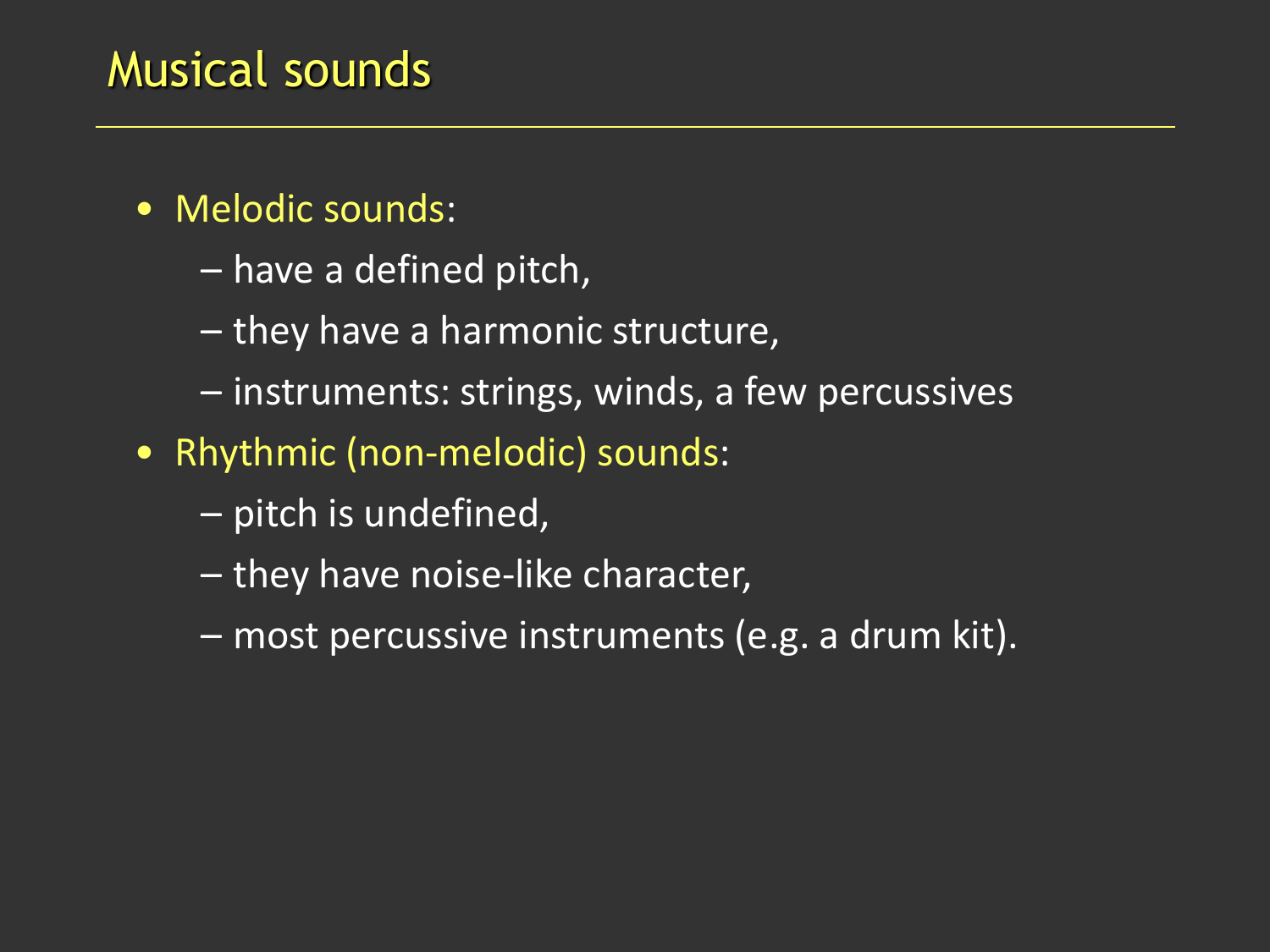# Musical sounds

- Melodic sounds:
  - have a defined pitch,
  - they have a harmonic structure,
  - instruments: strings, winds, a few percussives
- Rhythmic (non-melodic) sounds:
  - pitch is undefined,
  - they have noise-like character,
  - most percussive instruments (e.g. a drum kit).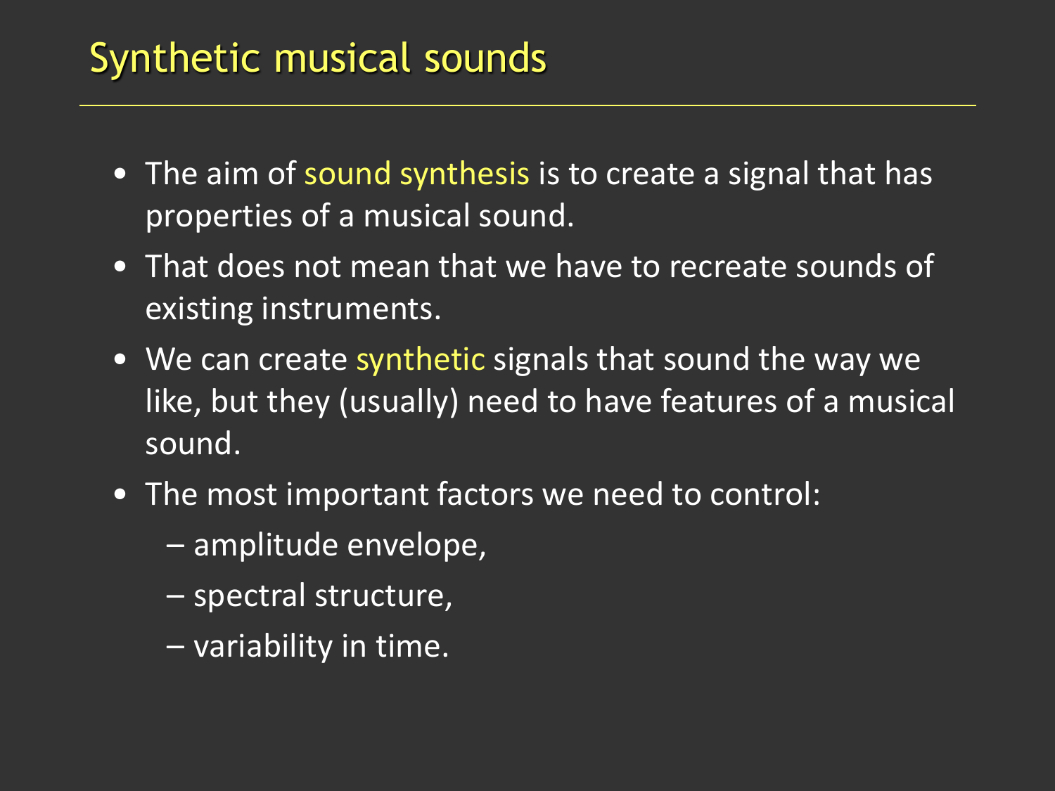# Synthetic musical sounds

- The aim of sound synthesis is to create a signal that has properties of a musical sound.
- That does not mean that we have to recreate sounds of existing instruments.
- We can create synthetic signals that sound the way we like, but they (usually) need to have features of a musical sound.
- The most important factors we need to control:
  - amplitude envelope,
  - spectral structure,
  - variability in time.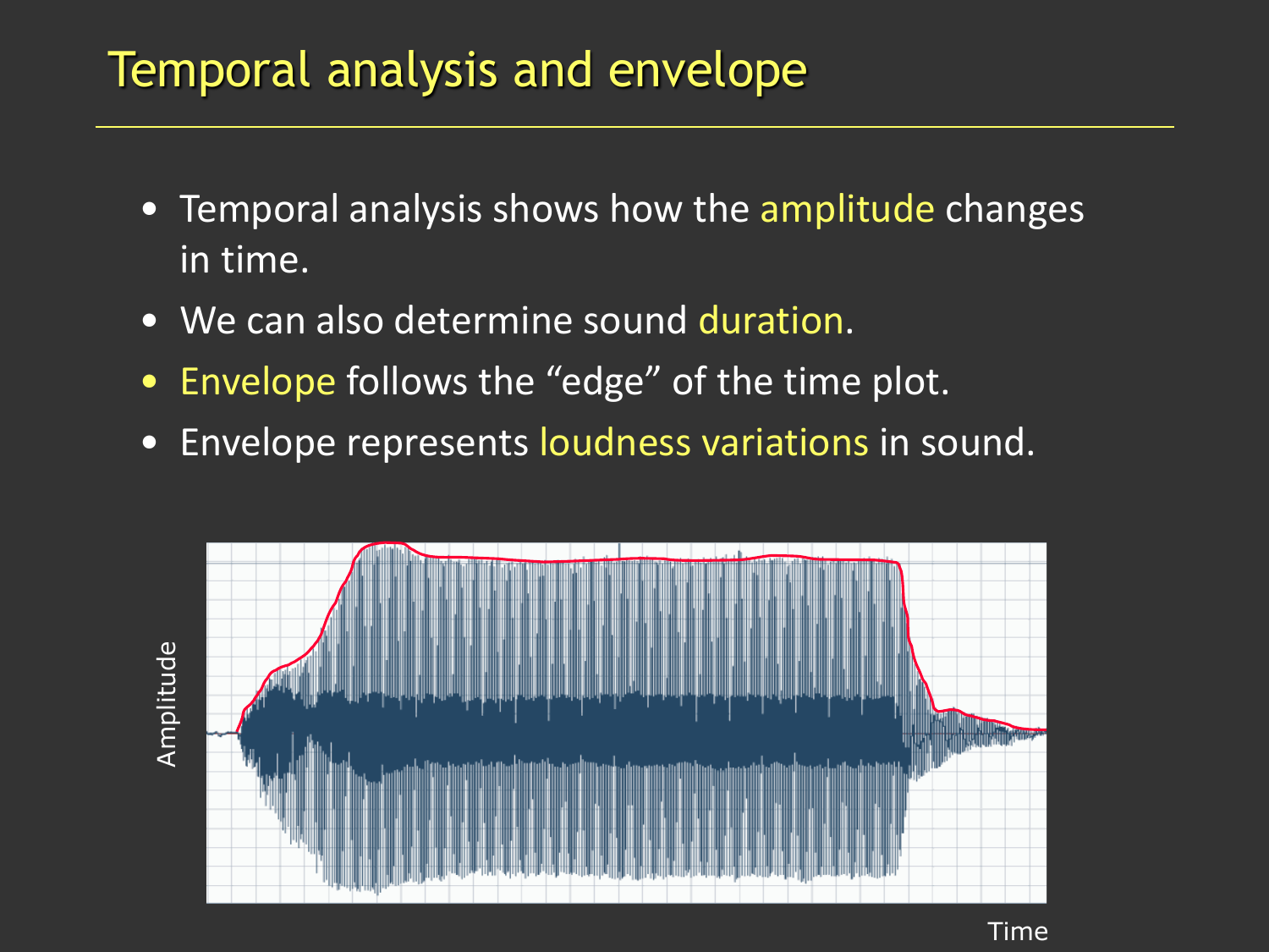# Temporal analysis and envelope

- Temporal analysis shows how the amplitude changes in time.
- We can also determine sound duration.
- Envelope follows the “edge” of the time plot.
- Envelope represents loudness variations in sound.

Amplitude

Time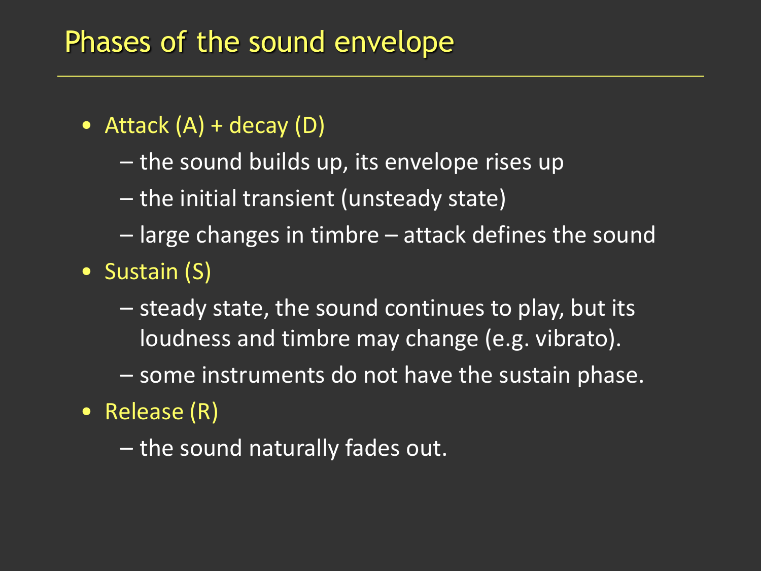# Phases of the sound envelope

- Attack (A) + decay (D)
  - the sound builds up, its envelope rises up
  - the initial transient (unsteady state)
  - large changes in timbre – attack defines the sound
- Sustain (S)
  - steady state, the sound continues to play, but its loudness and timbre may change (e.g. vibrato).
  - some instruments do not have the sustain phase.
- Release (R)
  - the sound naturally fades out.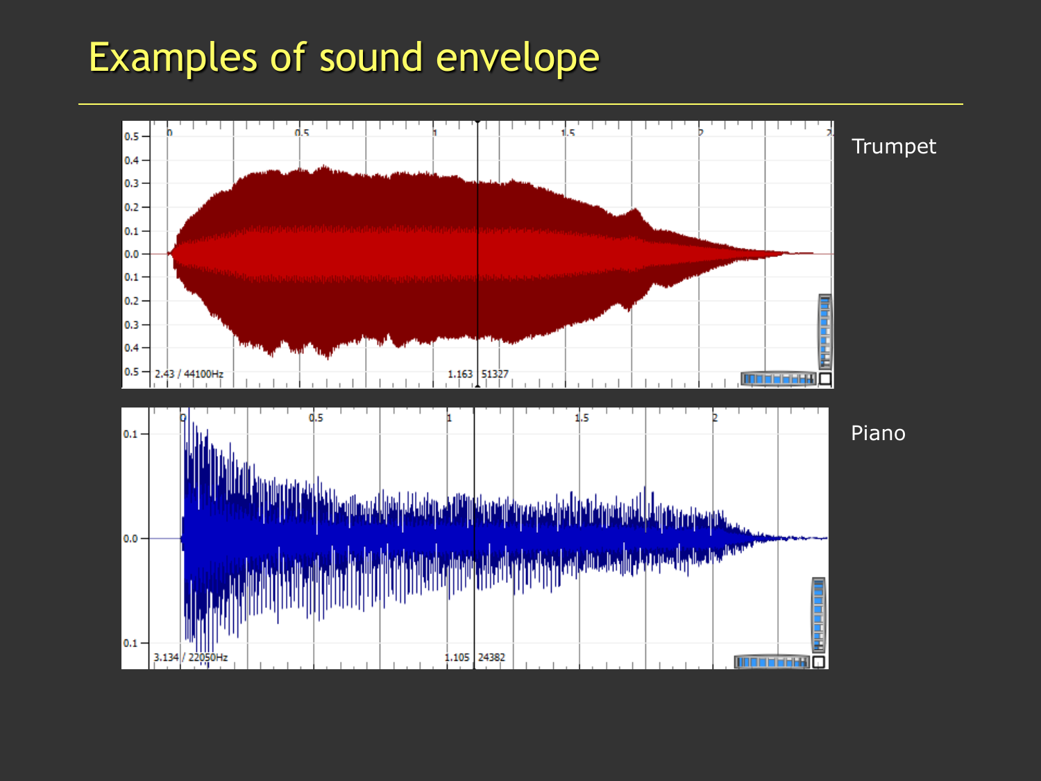# Examples of sound envelope

Trumpet

Piano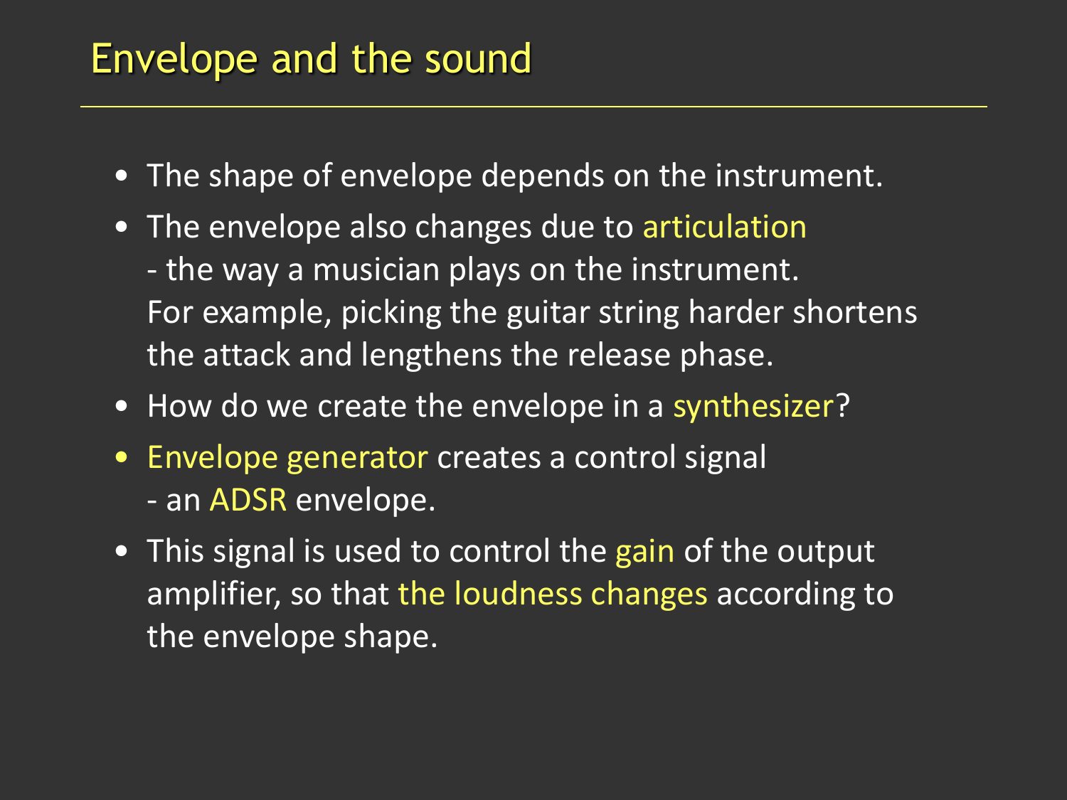# Envelope and the sound

- The shape of envelope depends on the instrument.
- The envelope also changes due to articulation - the way a musician plays on the instrument. For example, picking the guitar string harder shortens the attack and lengthens the release phase.
- How do we create the envelope in a synthesizer?
- Envelope generator creates a control signal - an ADSR envelope.
- This signal is used to control the gain of the output amplifier, so that the loudness changes according to the envelope shape.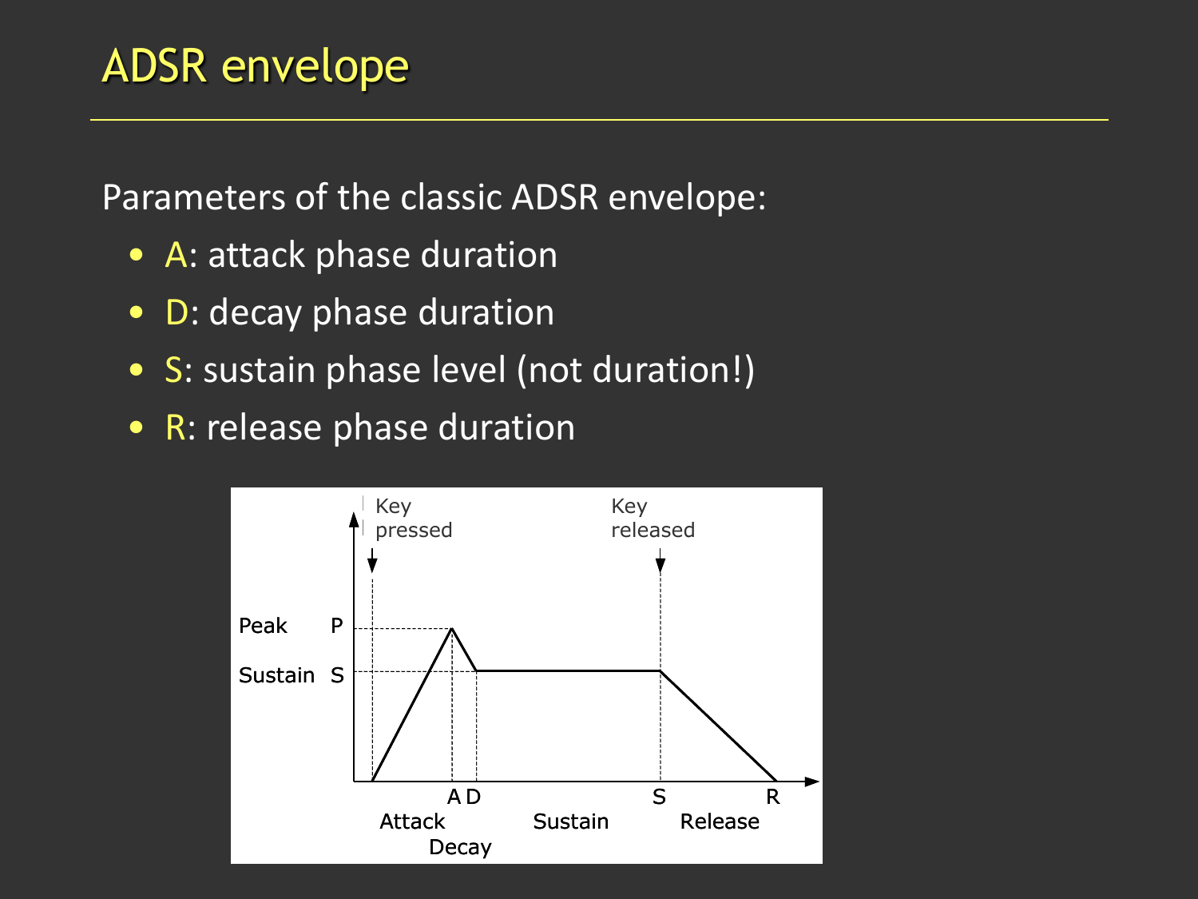# ADSR envelope

Parameters of the classic ADSR envelope:

- A: attack phase duration
- D: decay phase duration
- S: sustain phase level (not duration!)
- R: release phase duration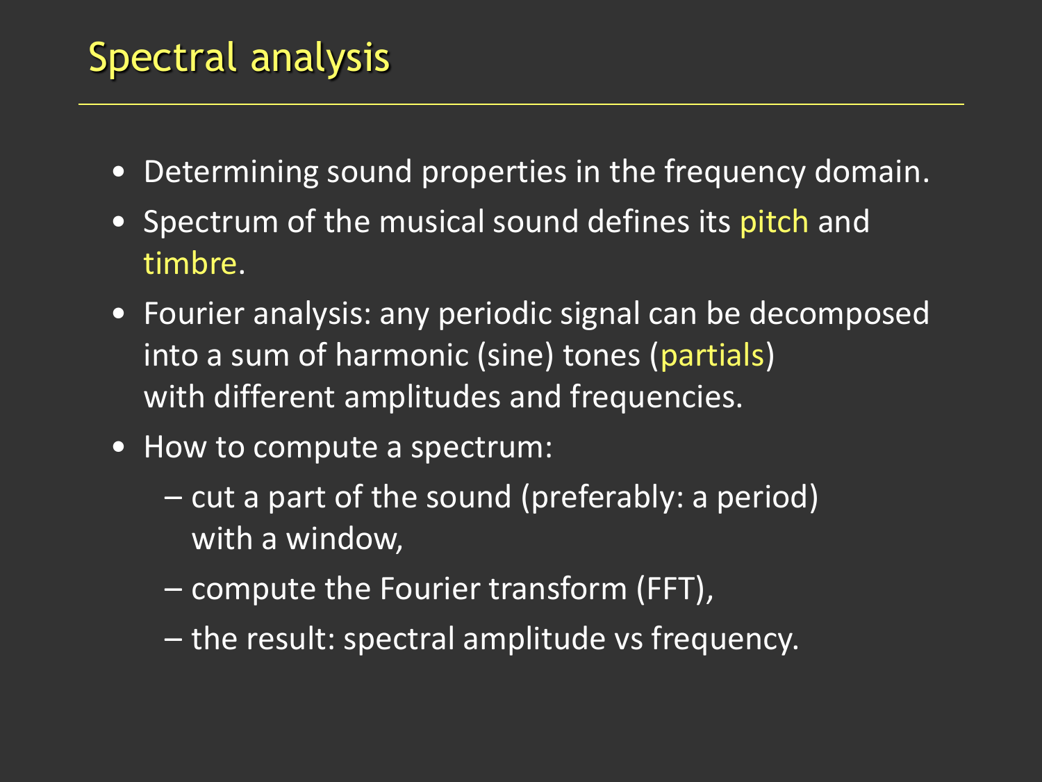# Spectral analysis

- Determining sound properties in the frequency domain.
- Spectrum of the musical sound defines its pitch and timbre.
- Fourier analysis: any periodic signal can be decomposed into a sum of harmonic (sine) tones (partials) with different amplitudes and frequencies.
- How to compute a spectrum:
  - cut a part of the sound (preferably: a period) with a window,
  - compute the Fourier transform (FFT),
  - the result: spectral amplitude vs frequency.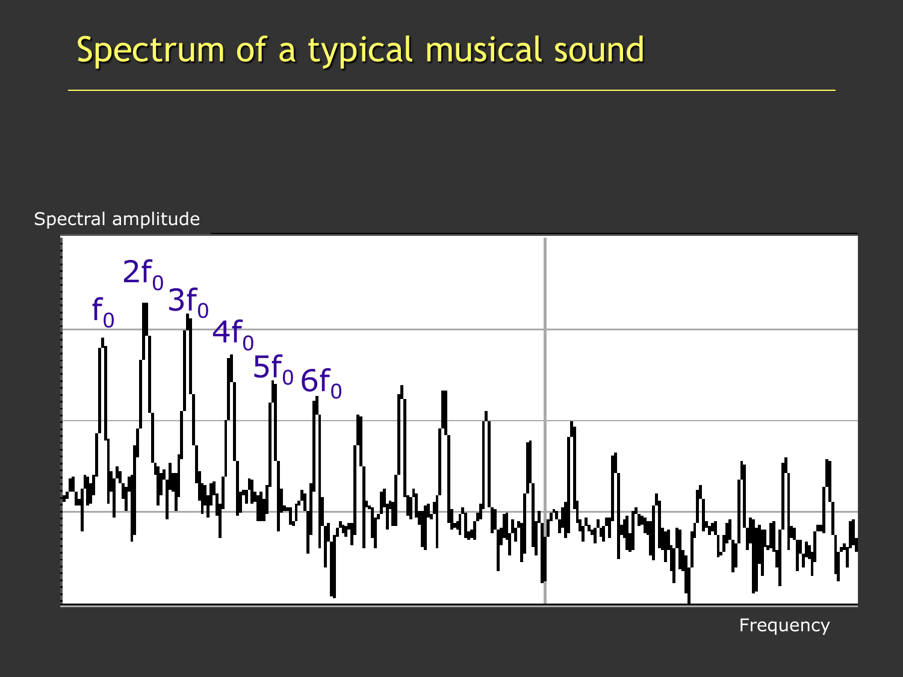# Spectrum of a typical musical sound

Spectral amplitude

$f_0$ $2f_0$ $3f_0$ $4f_0$ $5f_0$ $6f_0$

Frequency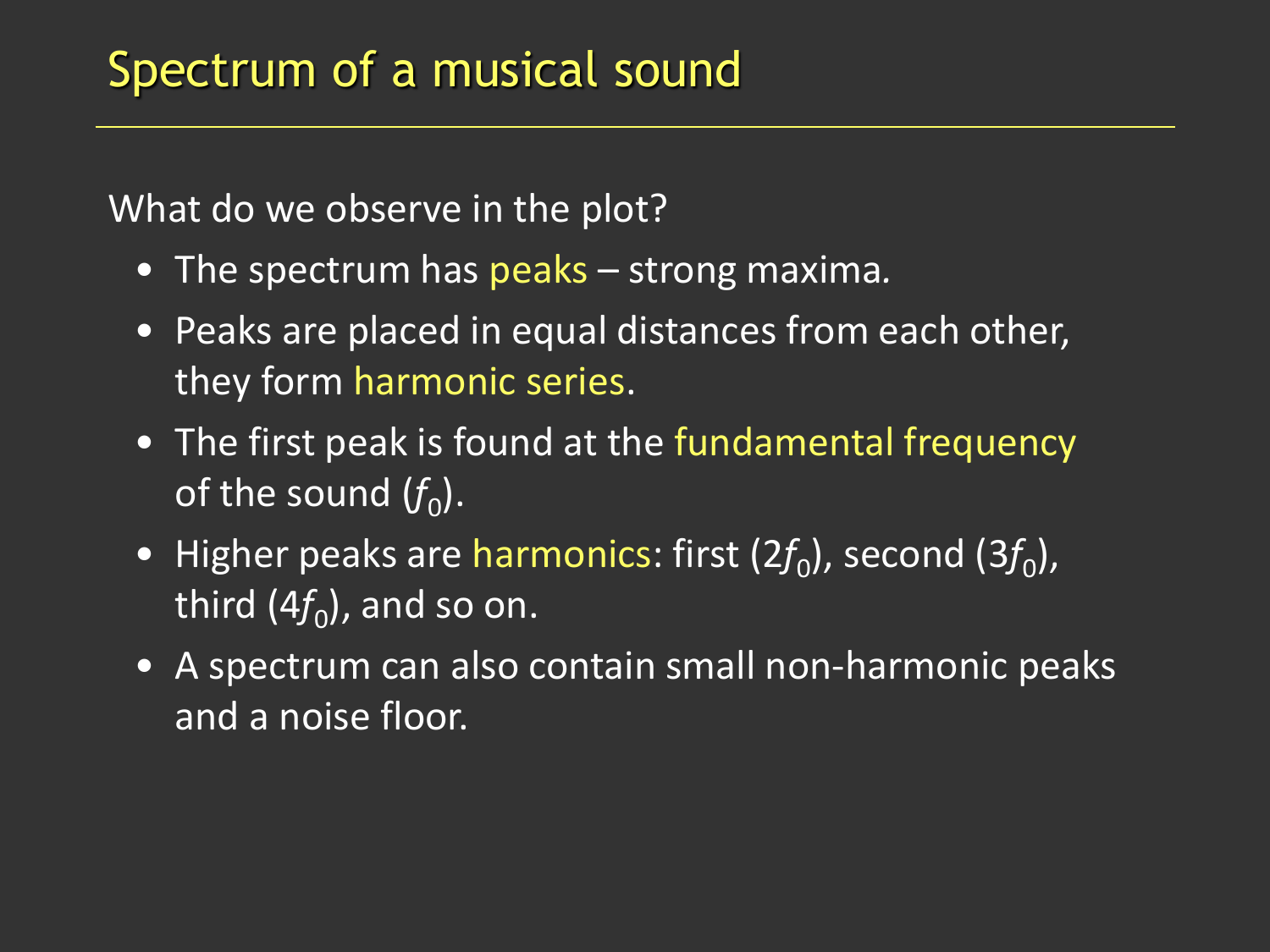# Spectrum of a musical sound

What do we observe in the plot?

- The spectrum has peaks – strong maxima.
- Peaks are placed in equal distances from each other, they form harmonic series.
- The first peak is found at the fundamental frequency of the sound ($f_0$).
- Higher peaks are harmonics: first ($2f_0$), second ($3f_0$), third ($4f_0$), and so on.
- A spectrum can also contain small non-harmonic peaks and a noise floor.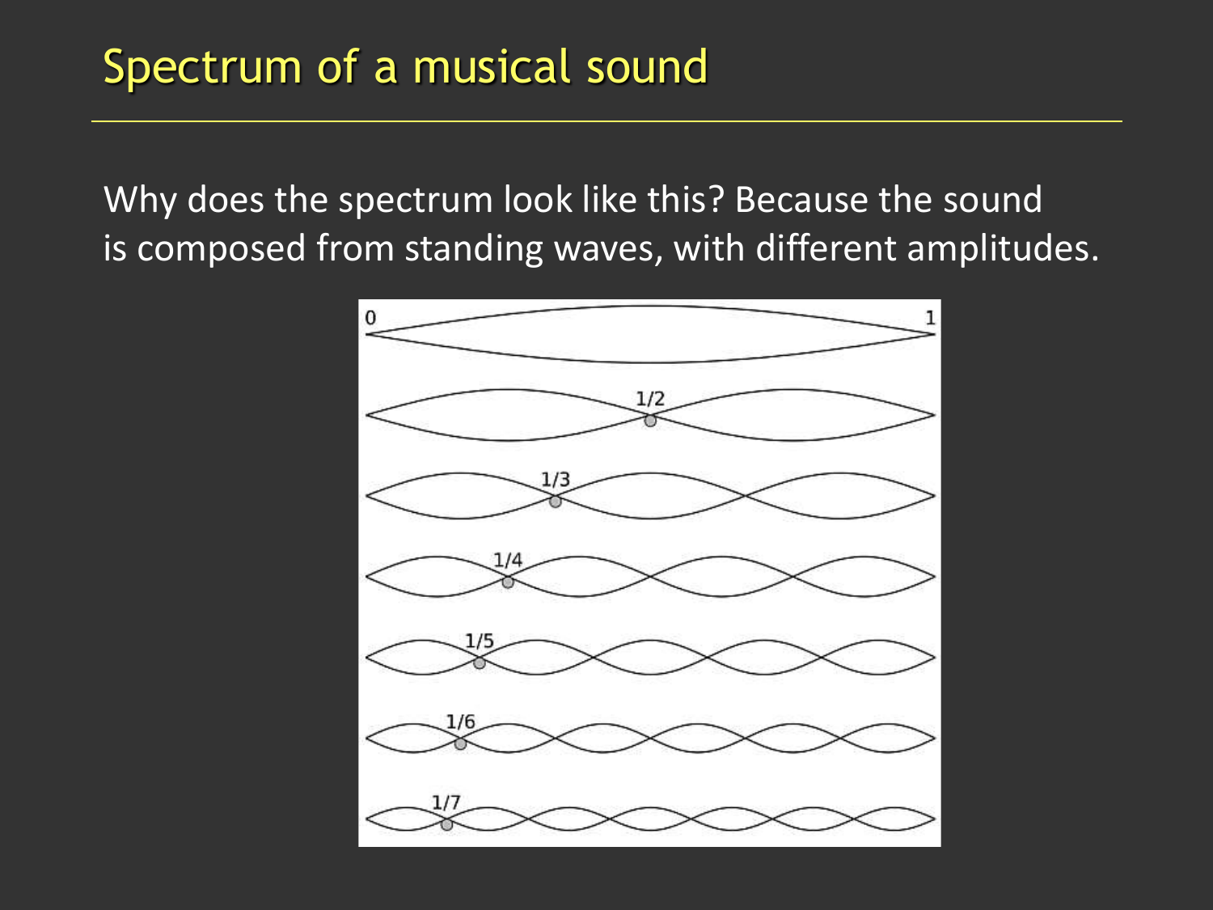# Spectrum of a musical sound

Why does the spectrum look like this? Because the sound is composed from standing waves, with different amplitudes.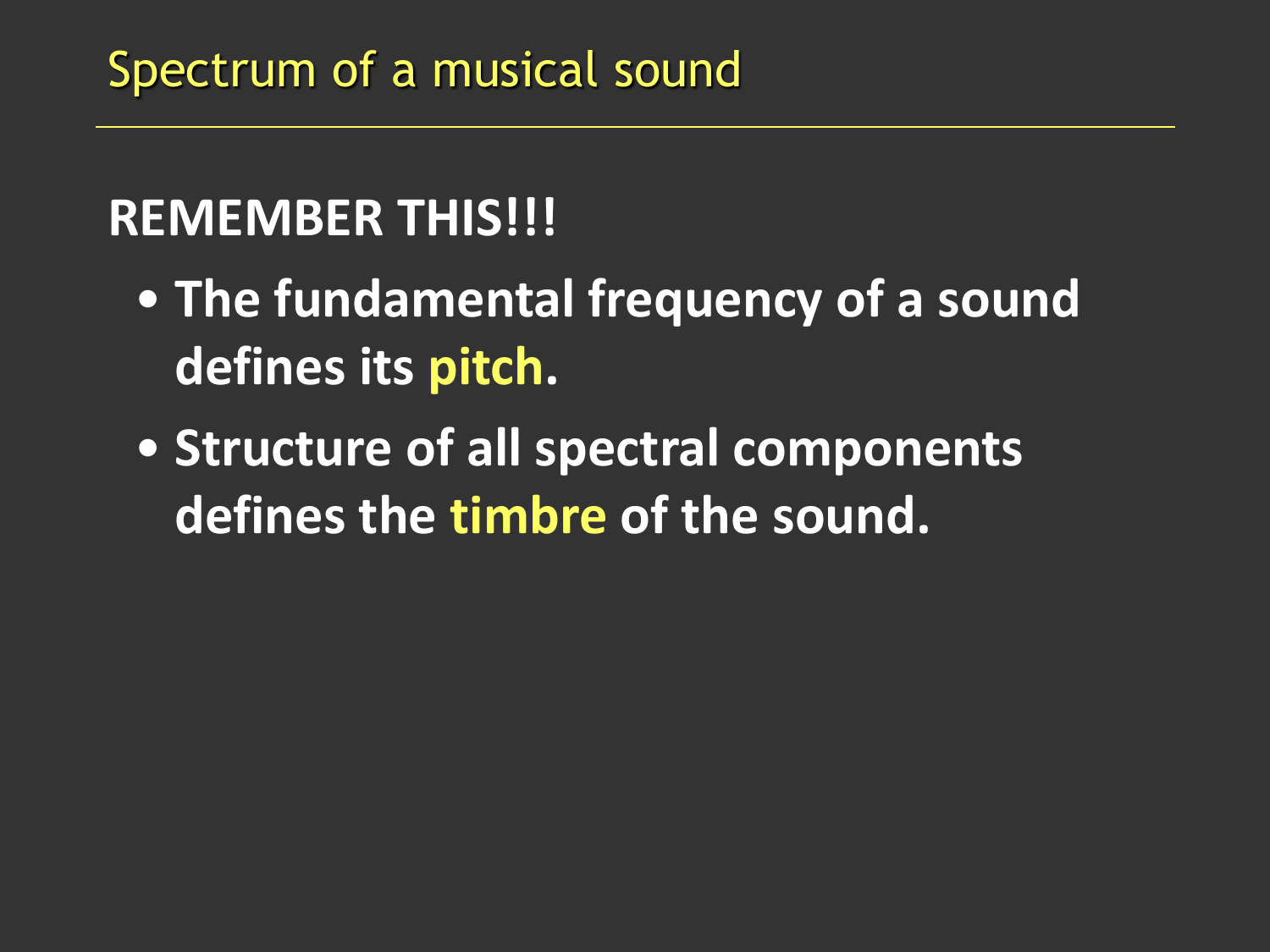# Spectrum of a musical sound

**REMEMBER THIS!!!**

- **The fundamental frequency of a sound defines its pitch.**
- **Structure of all spectral components defines the timbre of the sound.**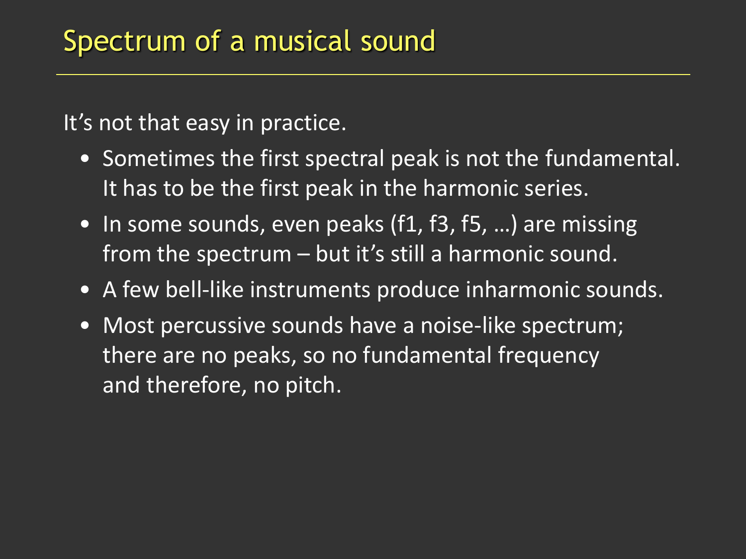# Spectrum of a musical sound

It’s not that easy in practice.

- Sometimes the first spectral peak is not the fundamental. It has to be the first peak in the harmonic series.
- In some sounds, even peaks (f1, f3, f5, …) are missing from the spectrum – but it’s still a harmonic sound.
- A few bell-like instruments produce inharmonic sounds.
- Most percussive sounds have a noise-like spectrum; there are no peaks, so no fundamental frequency and therefore, no pitch.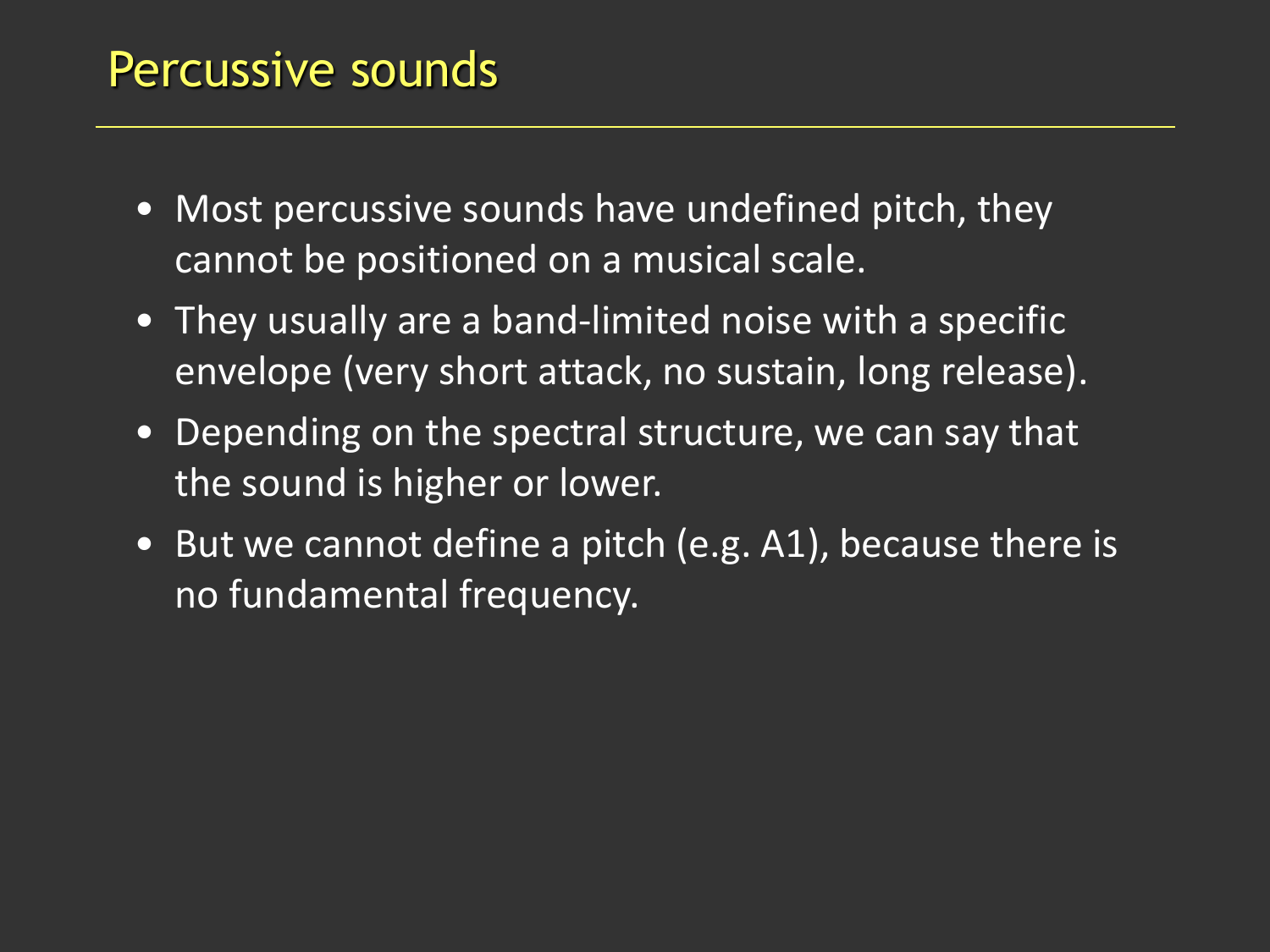# Percussive sounds

- Most percussive sounds have undefined pitch, they cannot be positioned on a musical scale.
- They usually are a band-limited noise with a specific envelope (very short attack, no sustain, long release).
- Depending on the spectral structure, we can say that the sound is higher or lower.
- But we cannot define a pitch (e.g. A1), because there is no fundamental frequency.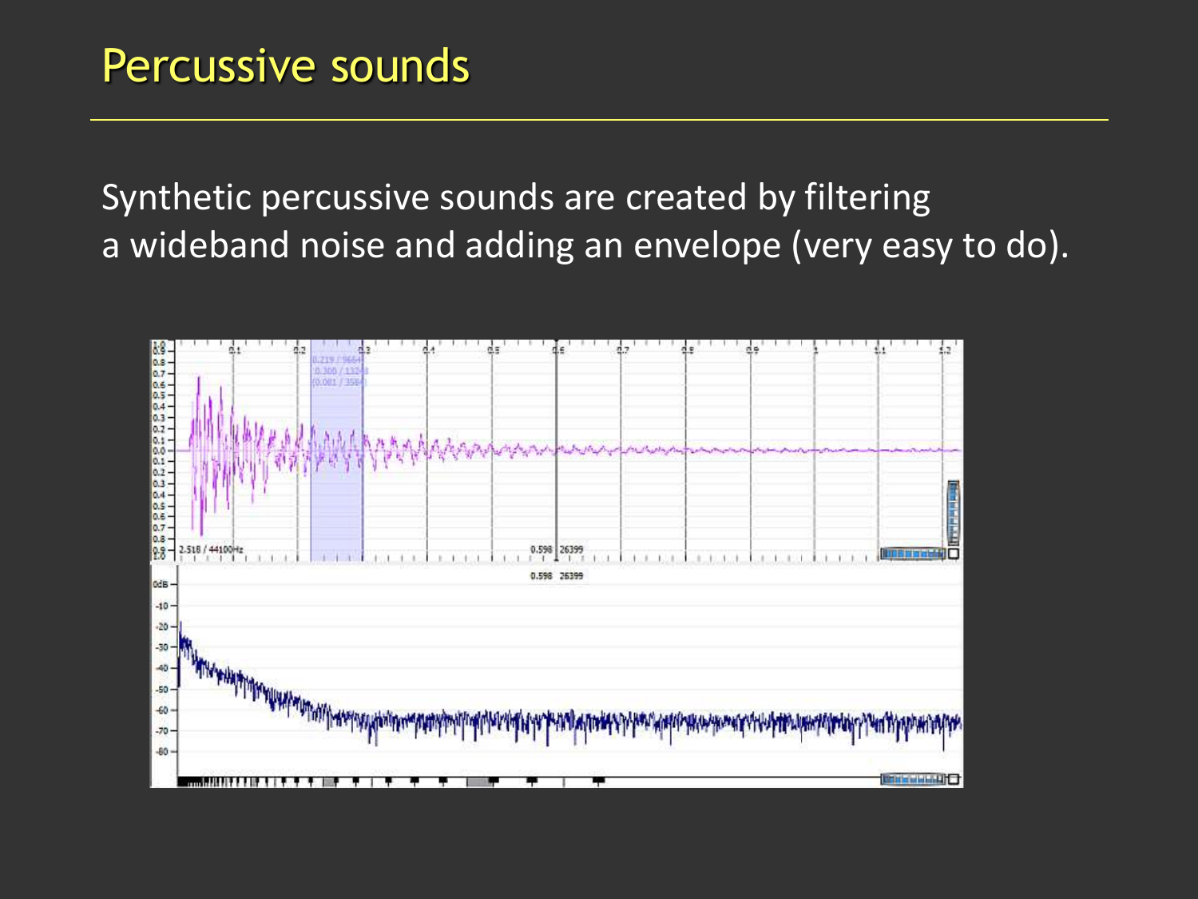# Percussive sounds

Synthetic percussive sounds are created by filtering a wideband noise and adding an envelope (very easy to do).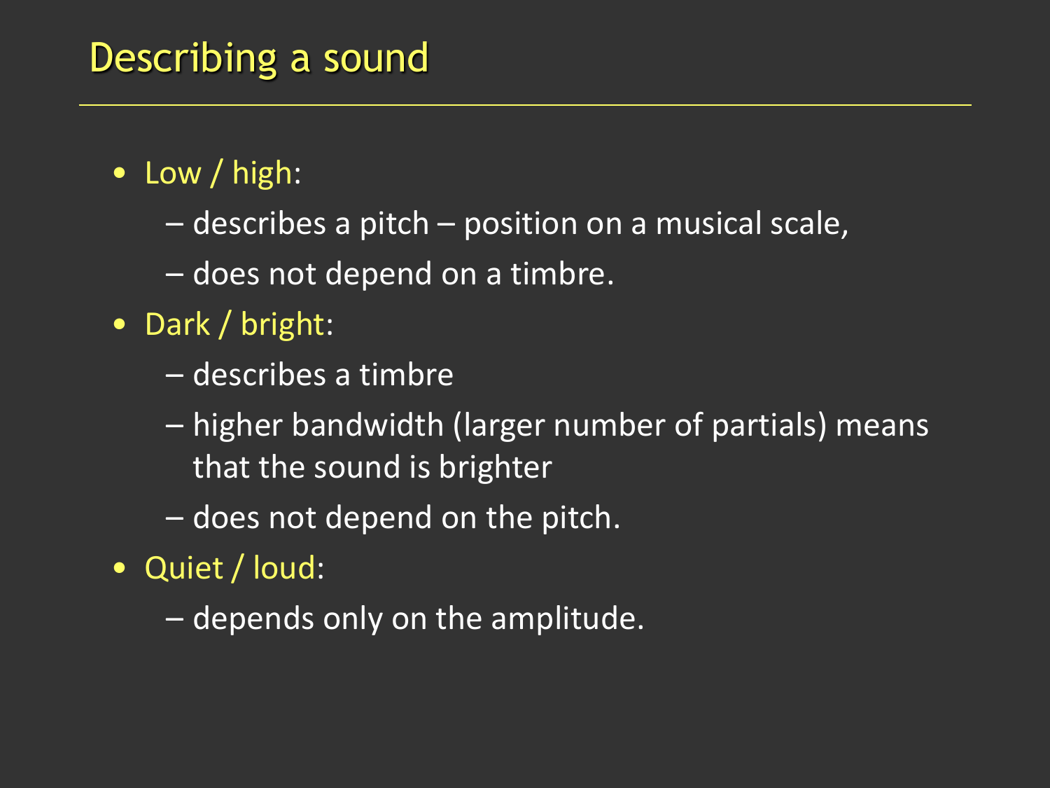## Describing a sound

- Low / high:
  - describes a pitch – position on a musical scale,
  - does not depend on a timbre.
- Dark / bright:
  - describes a timbre
  - higher bandwidth (larger number of partials) means that the sound is brighter
  - does not depend on the pitch.
- Quiet / loud:
  - depends only on the amplitude.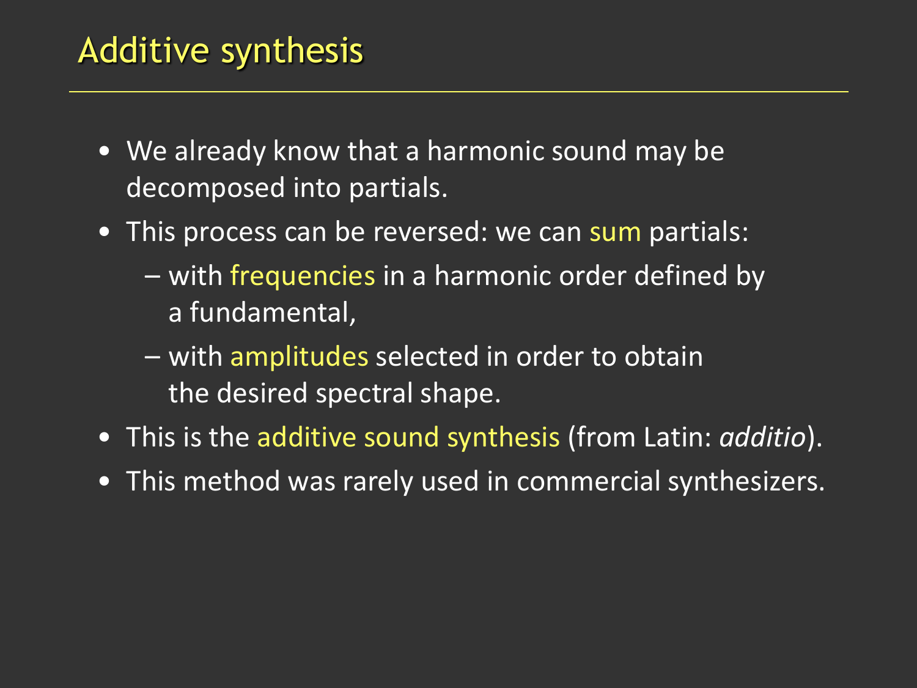# Additive synthesis

- We already know that a harmonic sound may be decomposed into partials.
- This process can be reversed: we can sum partials:
  - with frequencies in a harmonic order defined by a fundamental,
  - with amplitudes selected in order to obtain the desired spectral shape.
- This is the additive sound synthesis (from Latin: *additio*).
- This method was rarely used in commercial synthesizers.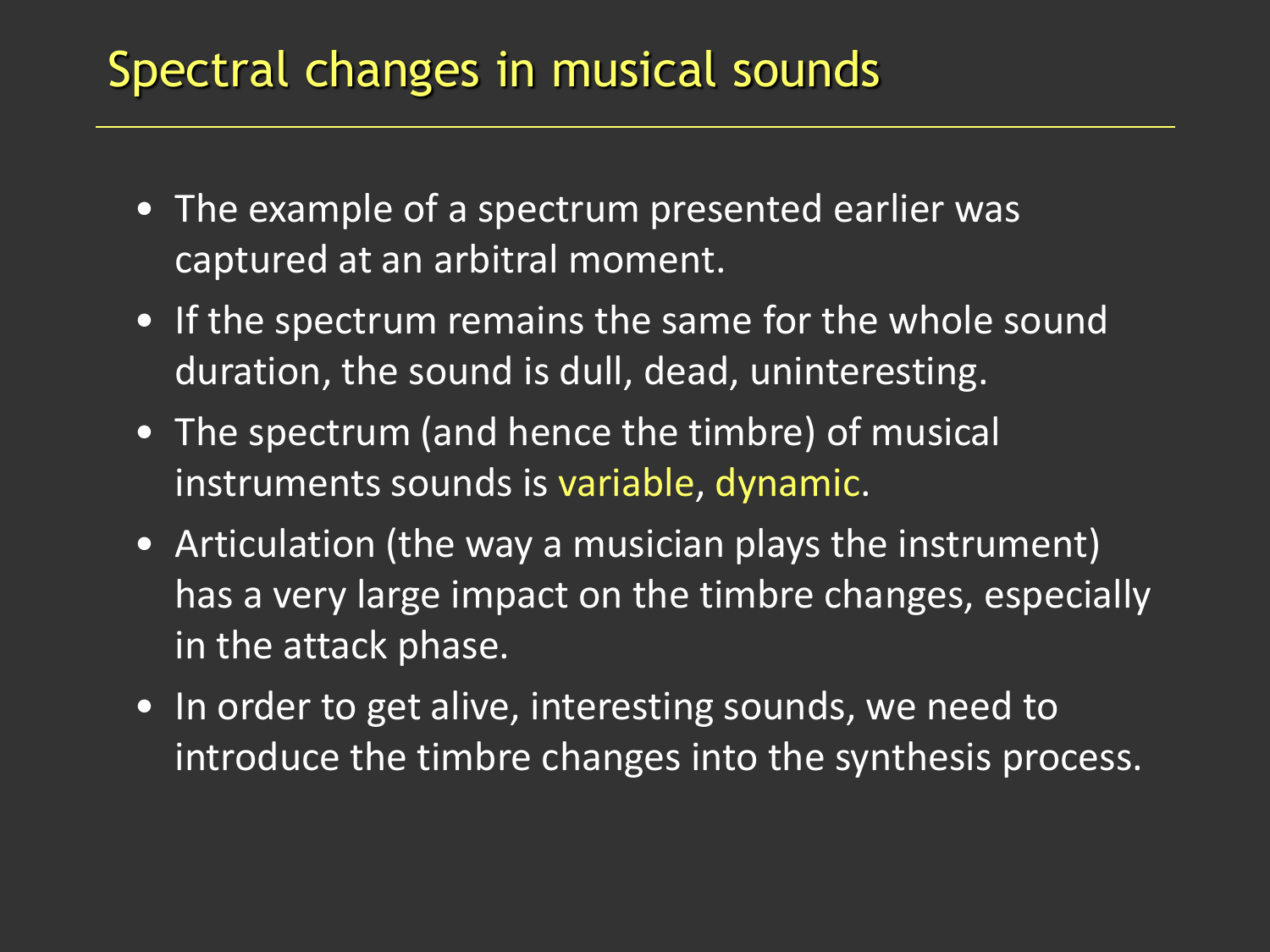# Spectral changes in musical sounds

- The example of a spectrum presented earlier was captured at an arbitral moment.
- If the spectrum remains the same for the whole sound duration, the sound is dull, dead, uninteresting.
- The spectrum (and hence the timbre) of musical instruments sounds is variable, dynamic.
- Articulation (the way a musician plays the instrument) has a very large impact on the timbre changes, especially in the attack phase.
- In order to get alive, interesting sounds, we need to introduce the timbre changes into the synthesis process.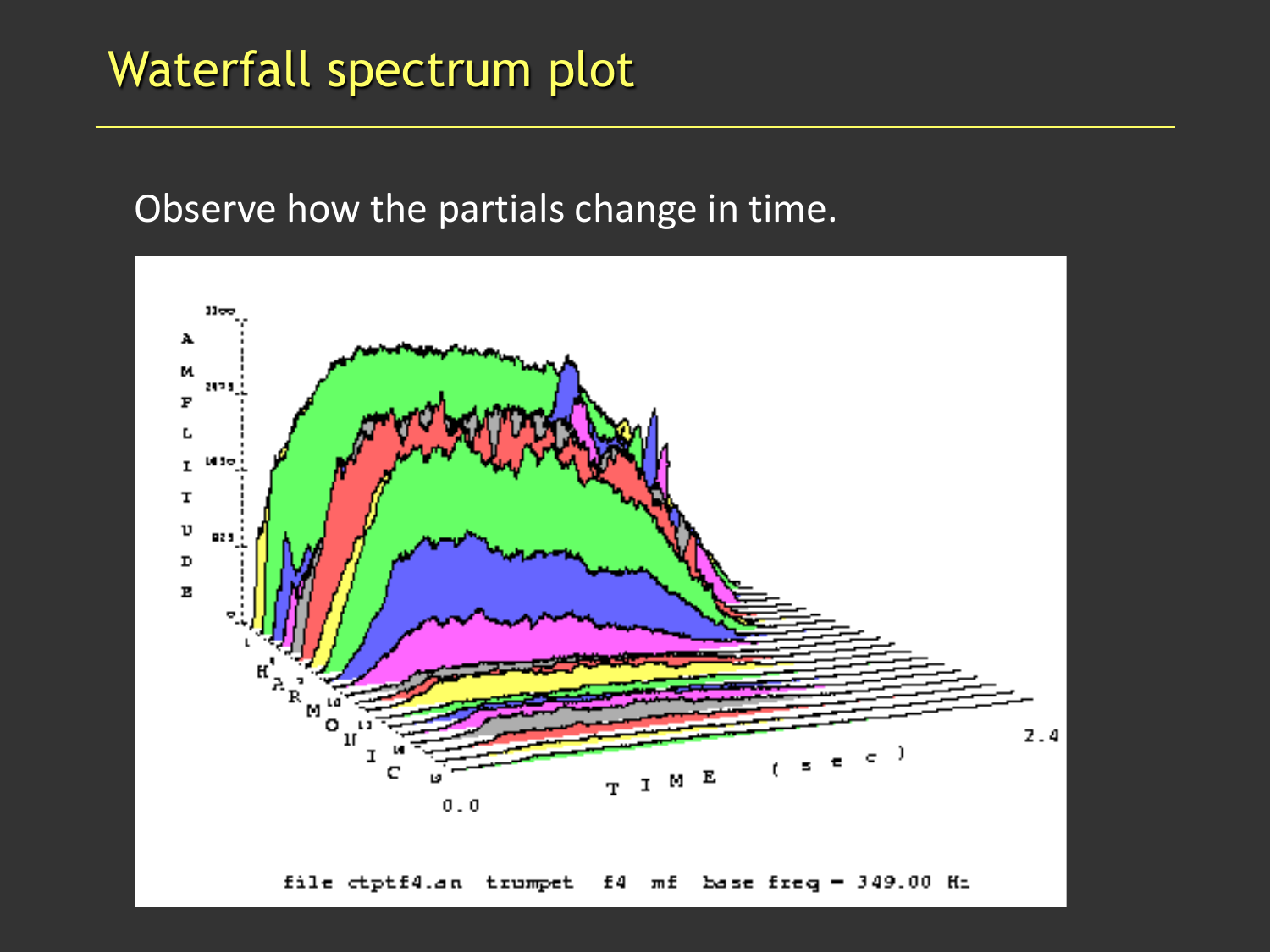# Waterfall spectrum plot

Observe how the partials change in time.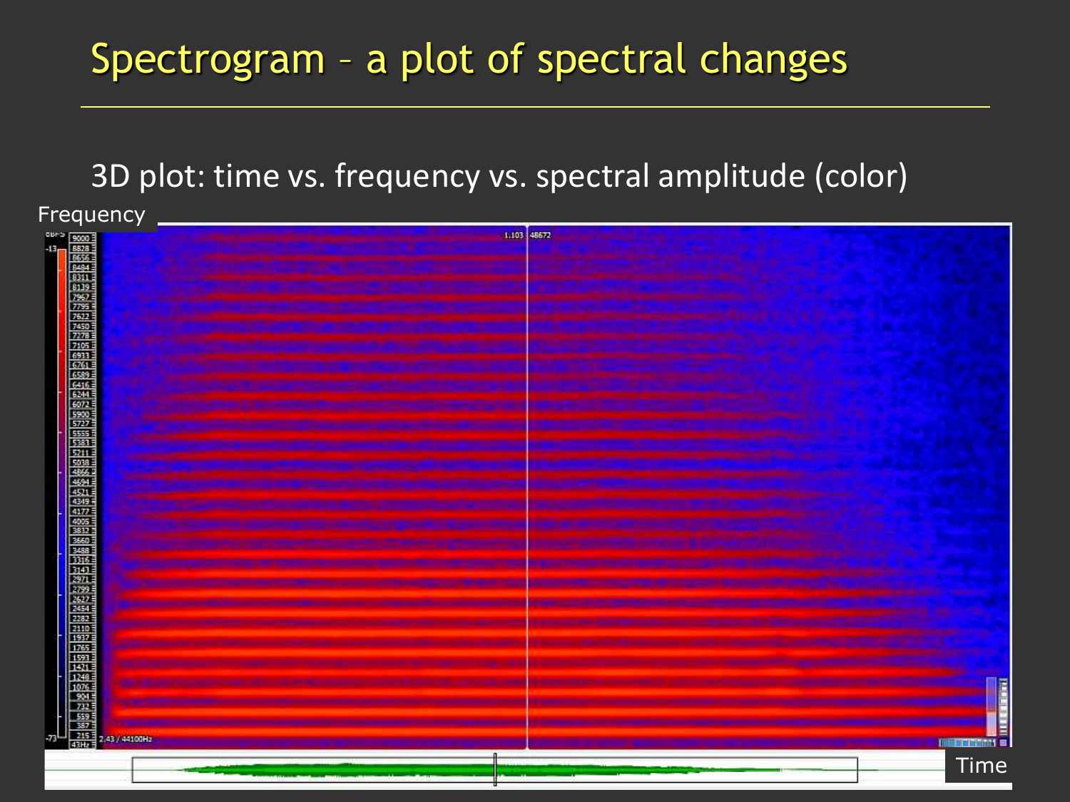# Spectrogram – a plot of spectral changes

3D plot: time vs. frequency vs. spectral amplitude (color)

Frequency

Time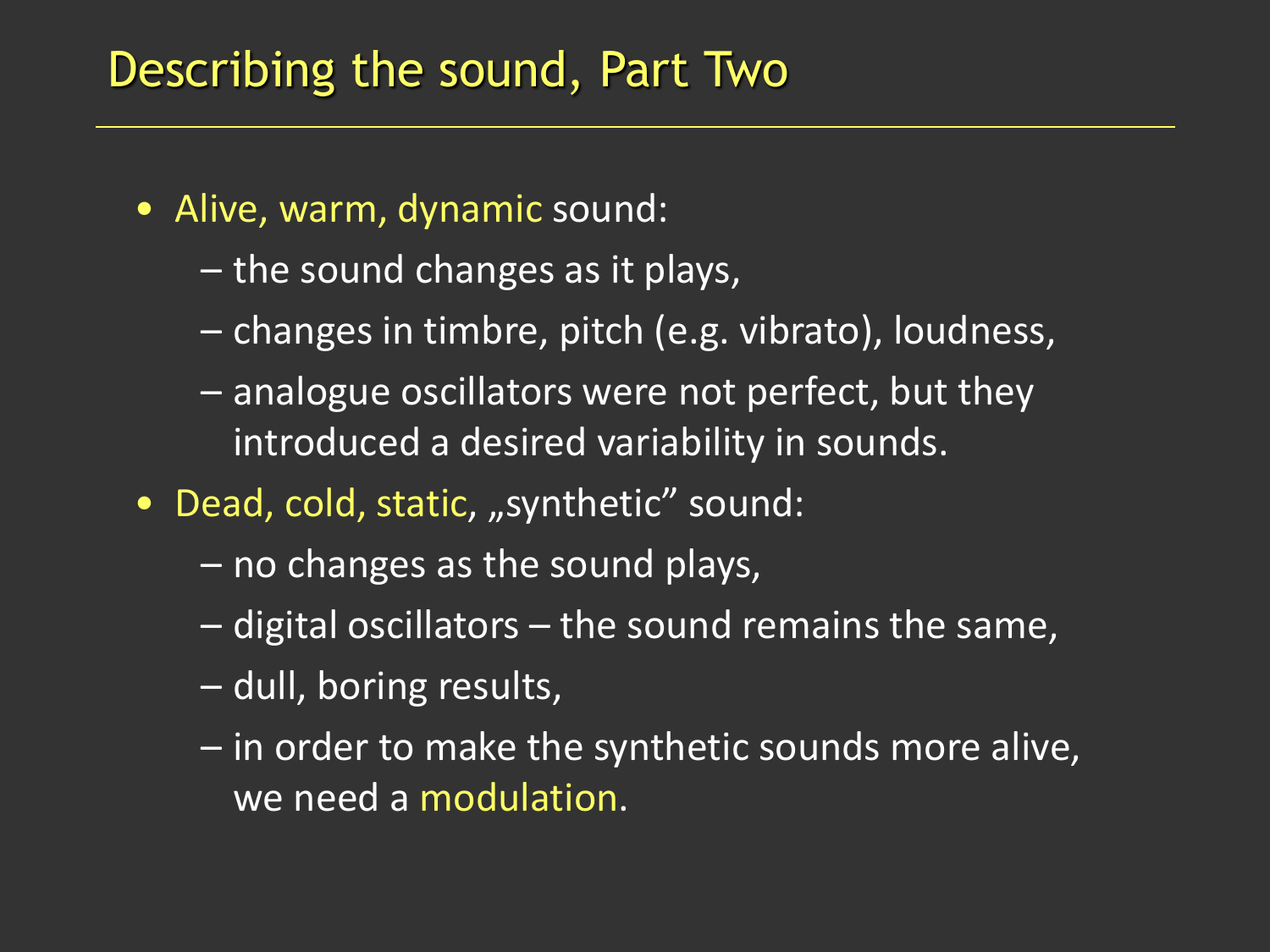# Describing the sound, Part Two

- Alive, warm, dynamic sound:
  - the sound changes as it plays,
  - changes in timbre, pitch (e.g. vibrato), loudness,
  - analogue oscillators were not perfect, but they introduced a desired variability in sounds.
- Dead, cold, static, „synthetic” sound:
  - no changes as the sound plays,
  - digital oscillators – the sound remains the same,
  - dull, boring results,
  - in order to make the synthetic sounds more alive, we need a modulation.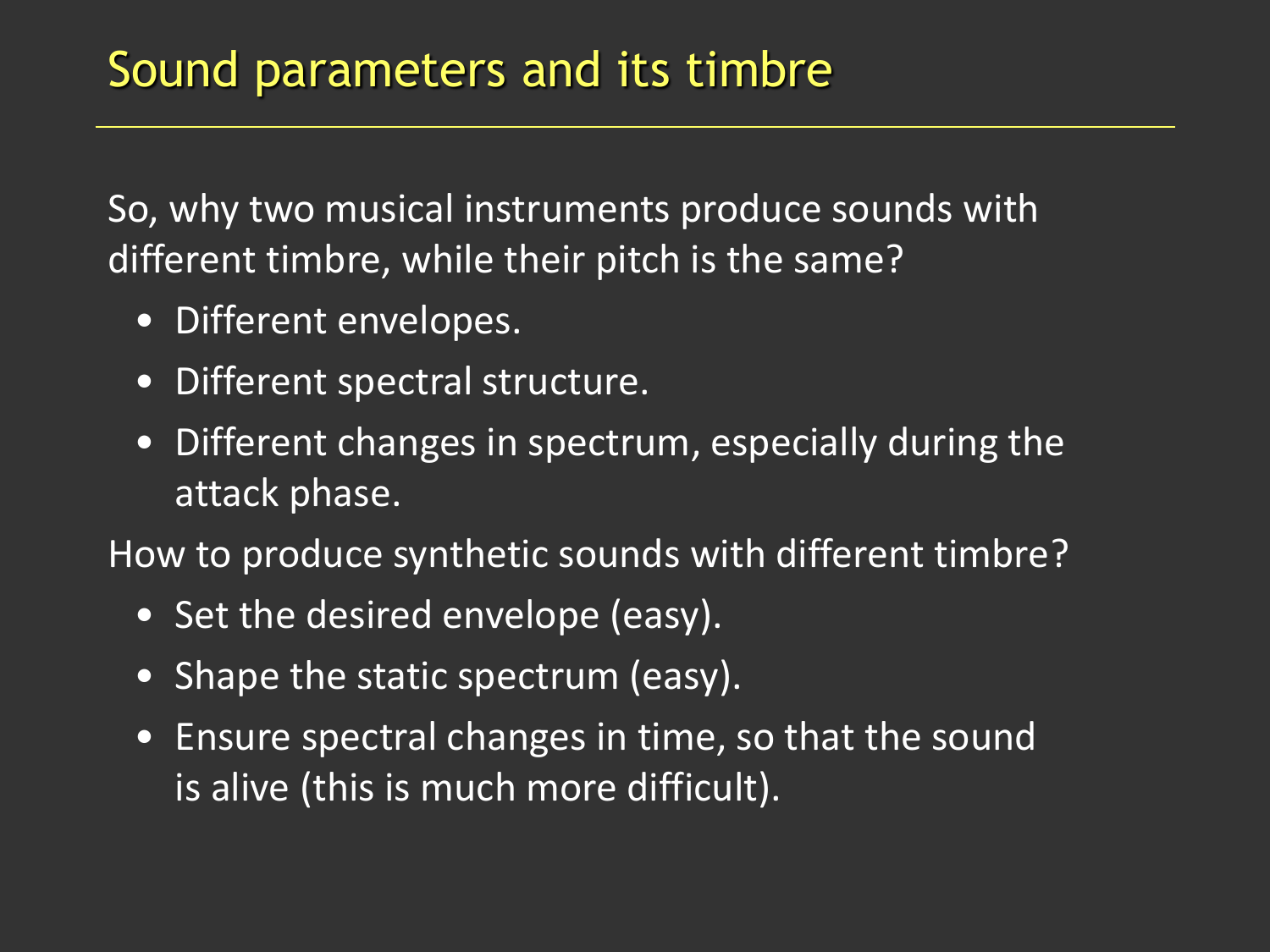# Sound parameters and its timbre

So, why two musical instruments produce sounds with different timbre, while their pitch is the same?

- Different envelopes.
- Different spectral structure.
- Different changes in spectrum, especially during the attack phase.

How to produce synthetic sounds with different timbre?

- Set the desired envelope (easy).
- Shape the static spectrum (easy).
- Ensure spectral changes in time, so that the sound is alive (this is much more difficult).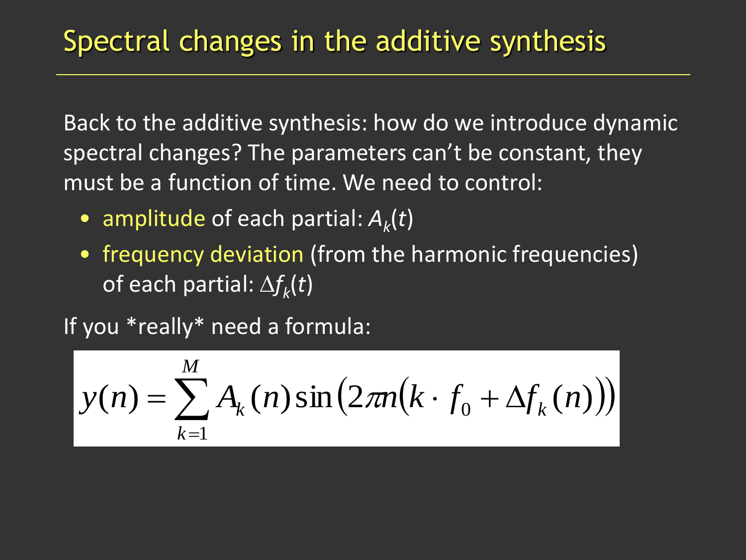# Spectral changes in the additive synthesis

Back to the additive synthesis: how do we introduce dynamic spectral changes? The parameters can't be constant, they must be a function of time. We need to control:

- amplitude of each partial: $A_k(t)$
- frequency deviation (from the harmonic frequencies) of each partial: $\Delta f_k(t)$

If you *really* need a formula:

$$y(n) = \sum_{k=1}^{M} A_k(n) \sin\left(2\pi n\left(k \cdot f_0 + \Delta f_k(n)\right)\right)$$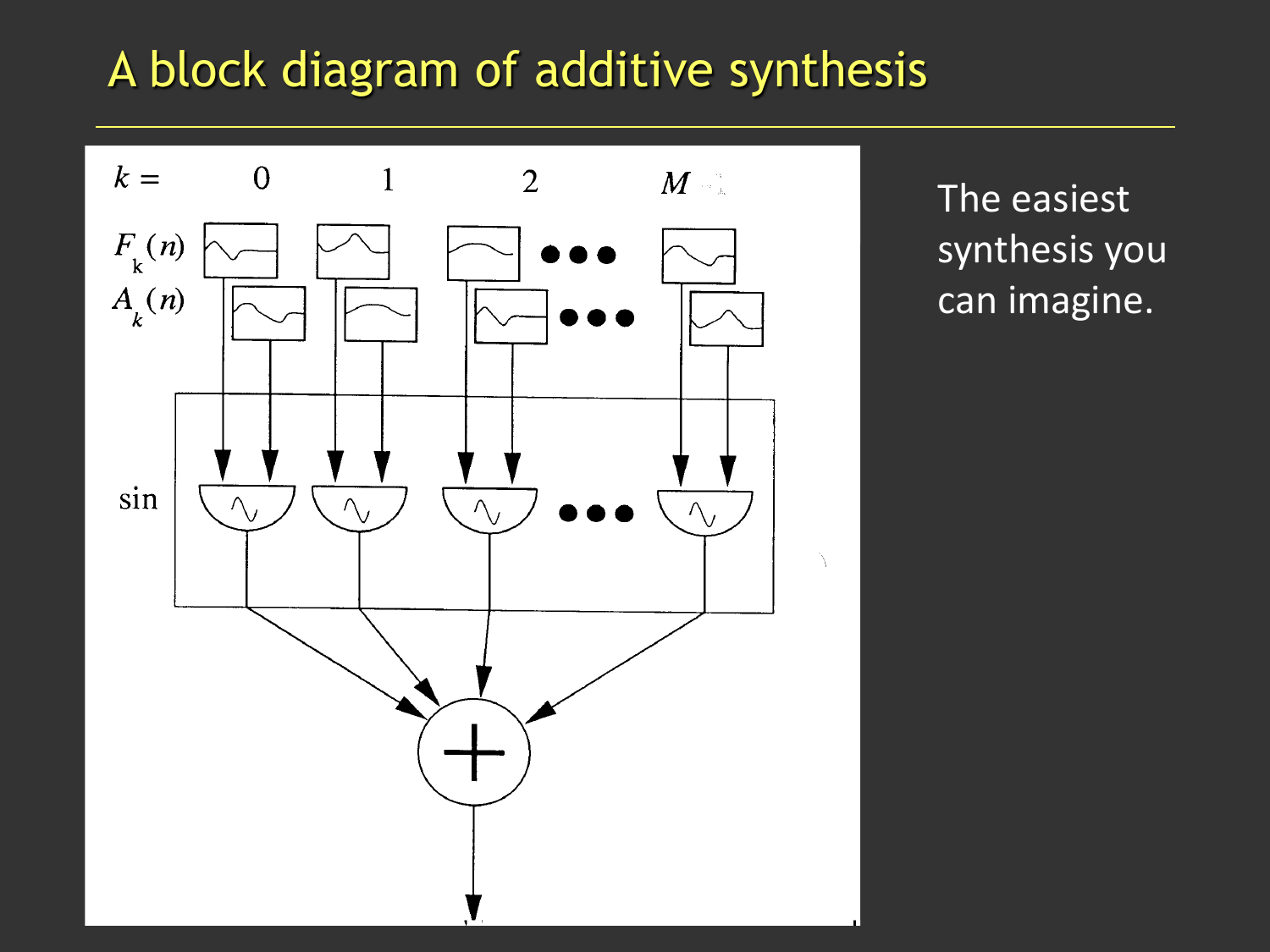# A block diagram of additive synthesis

$k =$ 0 1 2 $M$

$F_k(n)$

$A_k(n)$

sin

The easiest synthesis you can imagine.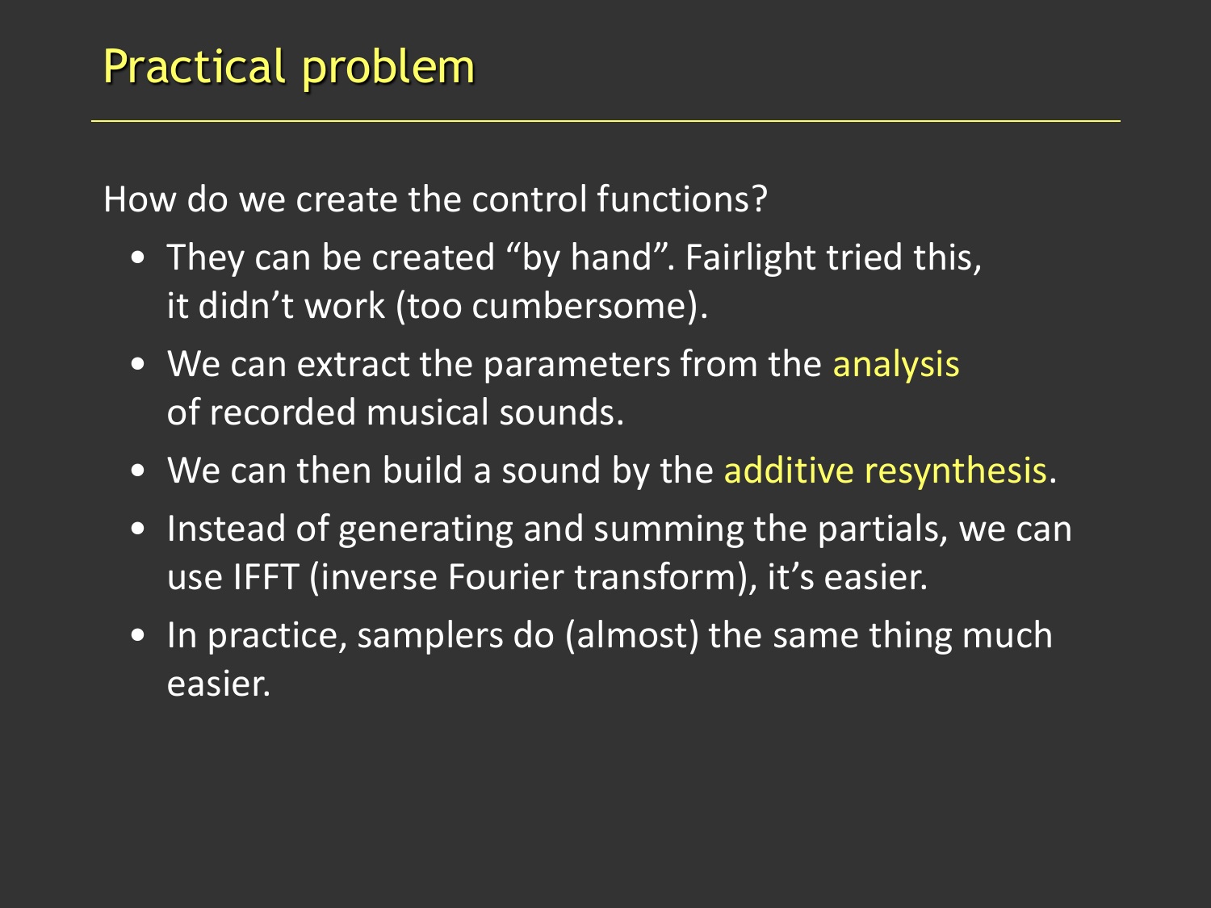# Practical problem

How do we create the control functions?

- They can be created "by hand". Fairlight tried this, it didn't work (too cumbersome).
- We can extract the parameters from the analysis of recorded musical sounds.
- We can then build a sound by the additive resynthesis.
- Instead of generating and summing the partials, we can use IFFT (inverse Fourier transform), it's easier.
- In practice, samplers do (almost) the same thing much easier.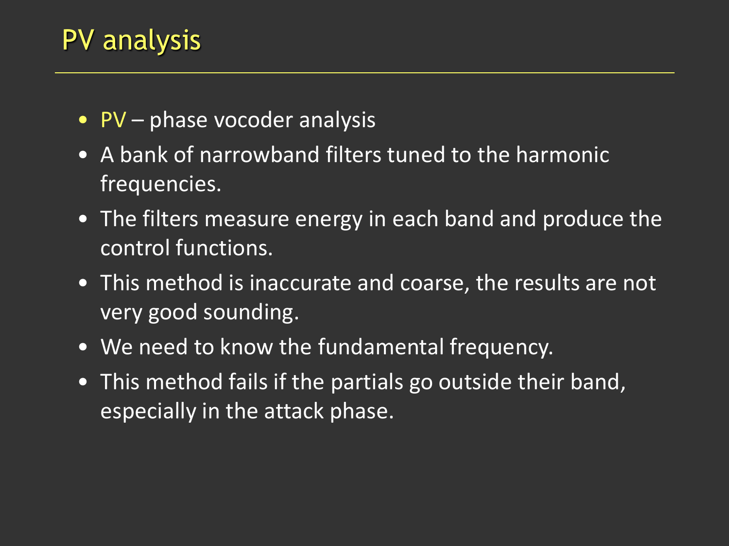# PV analysis

- PV – phase vocoder analysis
- A bank of narrowband filters tuned to the harmonic frequencies.
- The filters measure energy in each band and produce the control functions.
- This method is inaccurate and coarse, the results are not very good sounding.
- We need to know the fundamental frequency.
- This method fails if the partials go outside their band, especially in the attack phase.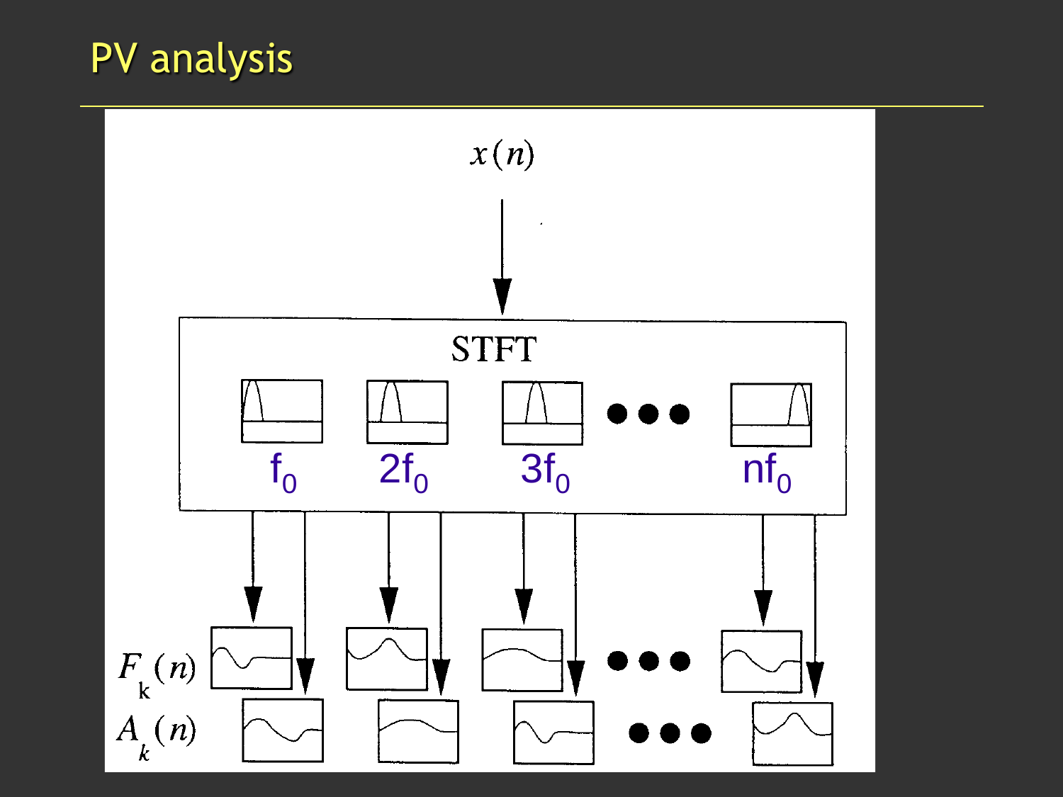# PV analysis

$x(n)$

STFT

$f_0$ $2f_0$ $3f_0$ $nf_0$

$F_k(n)$

$A_k(n)$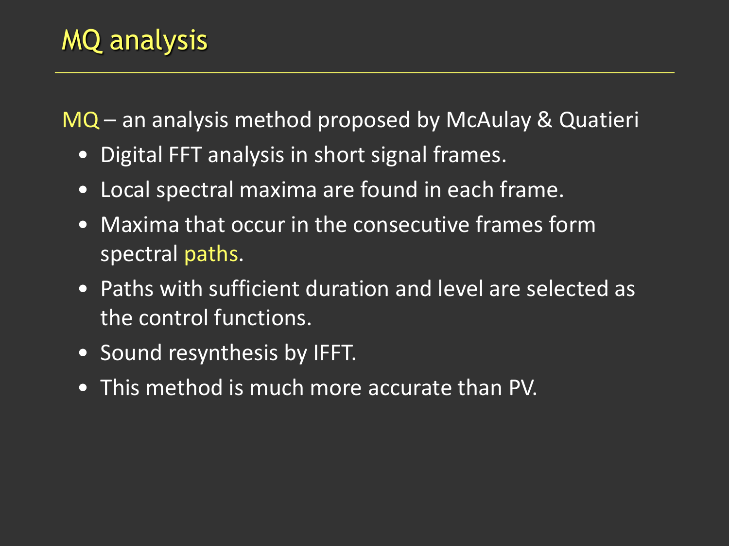# MQ analysis

MQ – an analysis method proposed by McAulay & Quatieri

- Digital FFT analysis in short signal frames.
- Local spectral maxima are found in each frame.
- Maxima that occur in the consecutive frames form spectral paths.
- Paths with sufficient duration and level are selected as the control functions.
- Sound resynthesis by IFFT.
- This method is much more accurate than PV.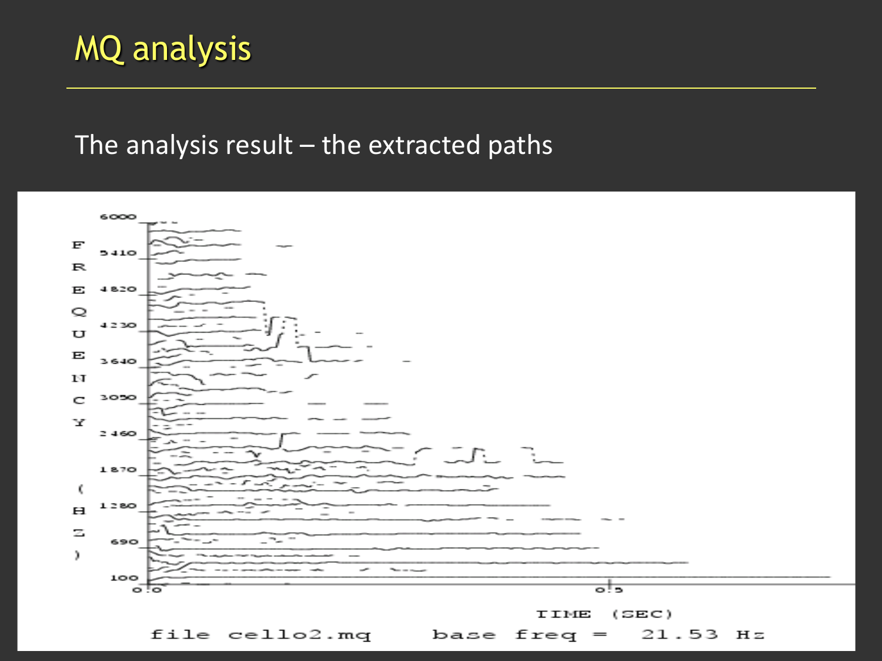# MQ analysis

The analysis result – the extracted paths

FREQUENCY (HZ)

6000

5410

4820

4230

3640

3050

2460

1870

1280

690

100

0.0

0.5

TIME (SEC)

file cello2.mq base freq = 21.53 Hz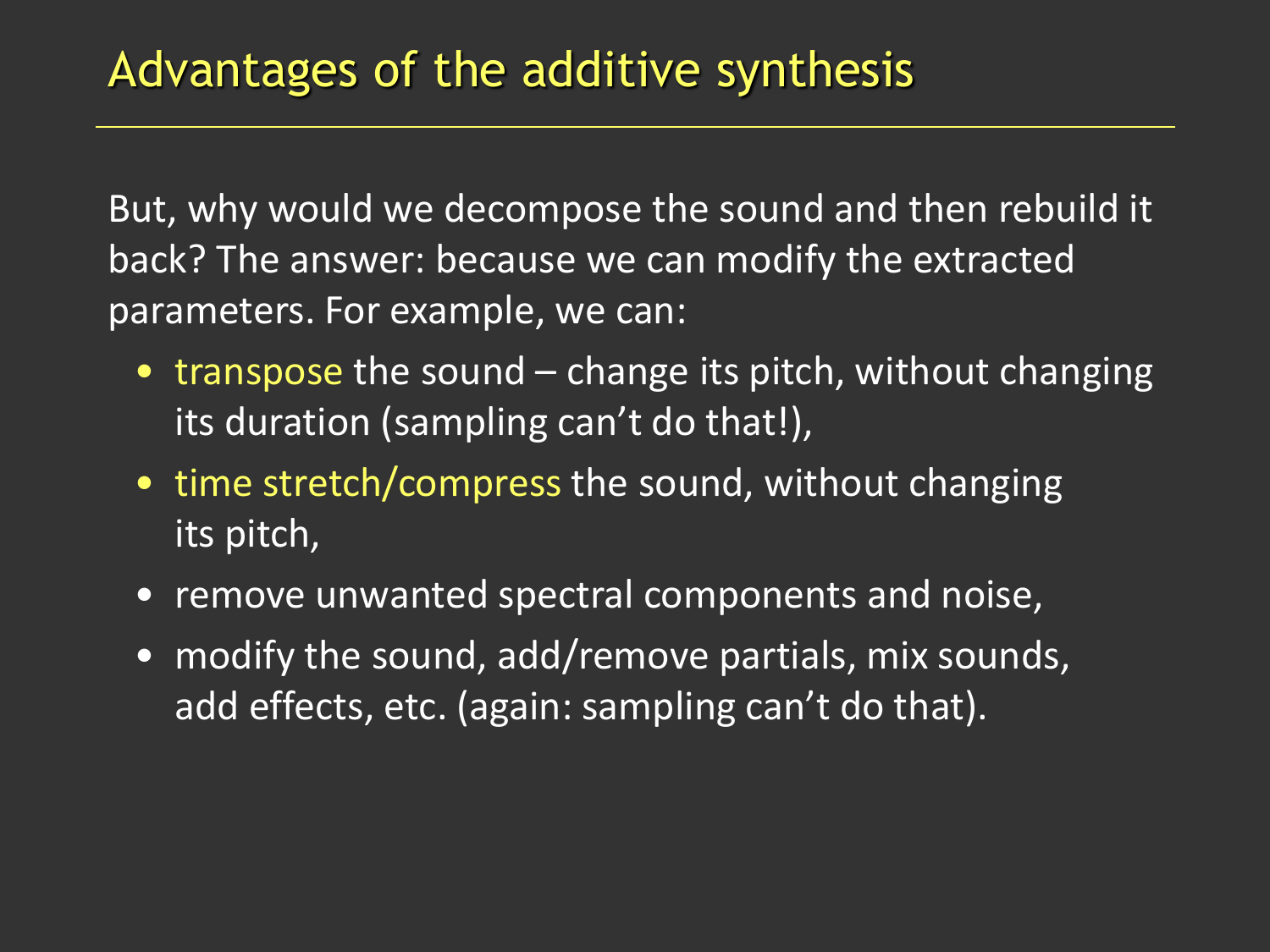# Advantages of the additive synthesis

But, why would we decompose the sound and then rebuild it back? The answer: because we can modify the extracted parameters. For example, we can:

- transpose the sound – change its pitch, without changing its duration (sampling can't do that!),
- time stretch/compress the sound, without changing its pitch,
- remove unwanted spectral components and noise,
- modify the sound, add/remove partials, mix sounds, add effects, etc. (again: sampling can't do that).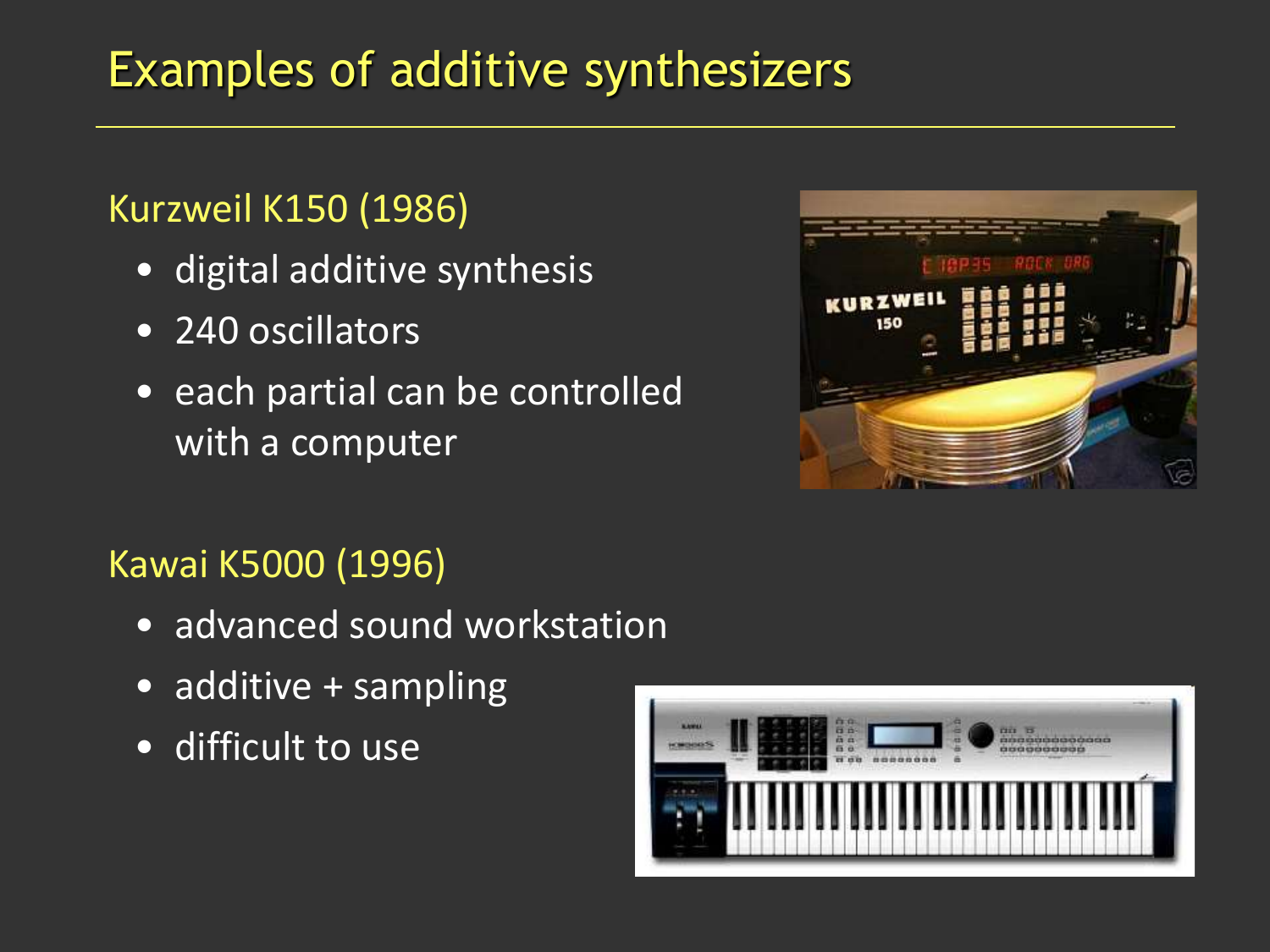# Examples of additive synthesizers

## Kurzweil K150 (1986)

- digital additive synthesis
- 240 oscillators
- each partial can be controlled with a computer

## Kawai K5000 (1996)

- advanced sound workstation
- additive + sampling
- difficult to use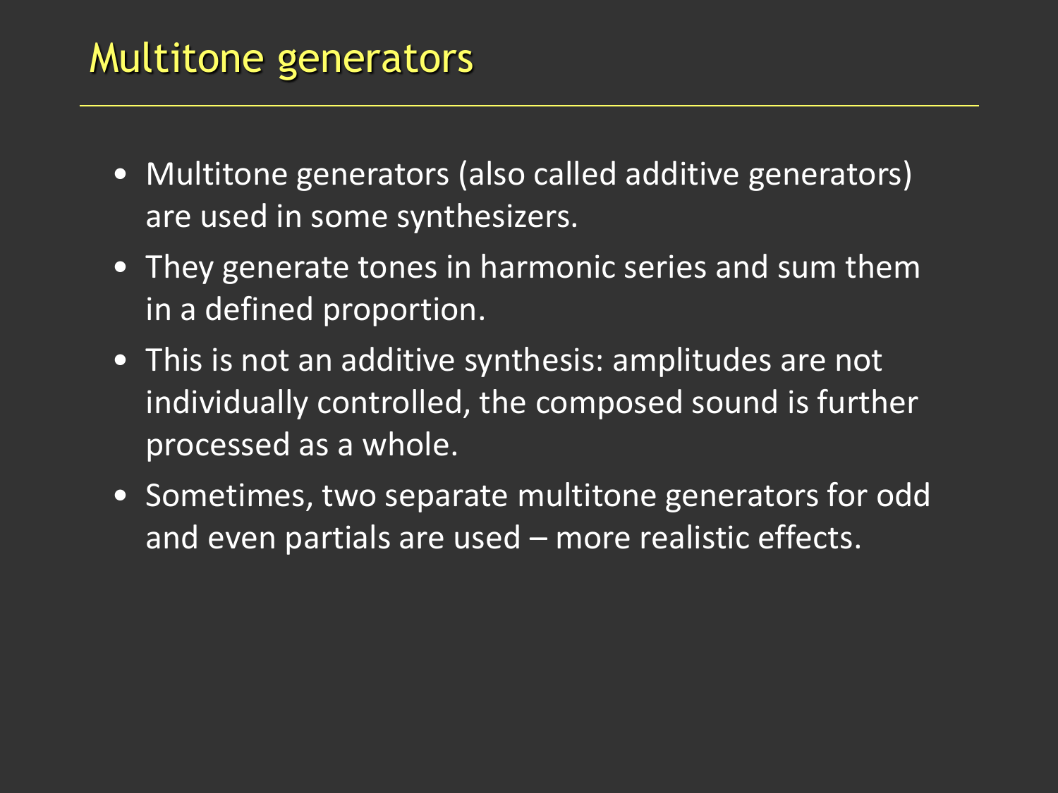# Multitone generators

- Multitone generators (also called additive generators) are used in some synthesizers.
- They generate tones in harmonic series and sum them in a defined proportion.
- This is not an additive synthesis: amplitudes are not individually controlled, the composed sound is further processed as a whole.
- Sometimes, two separate multitone generators for odd and even partials are used – more realistic effects.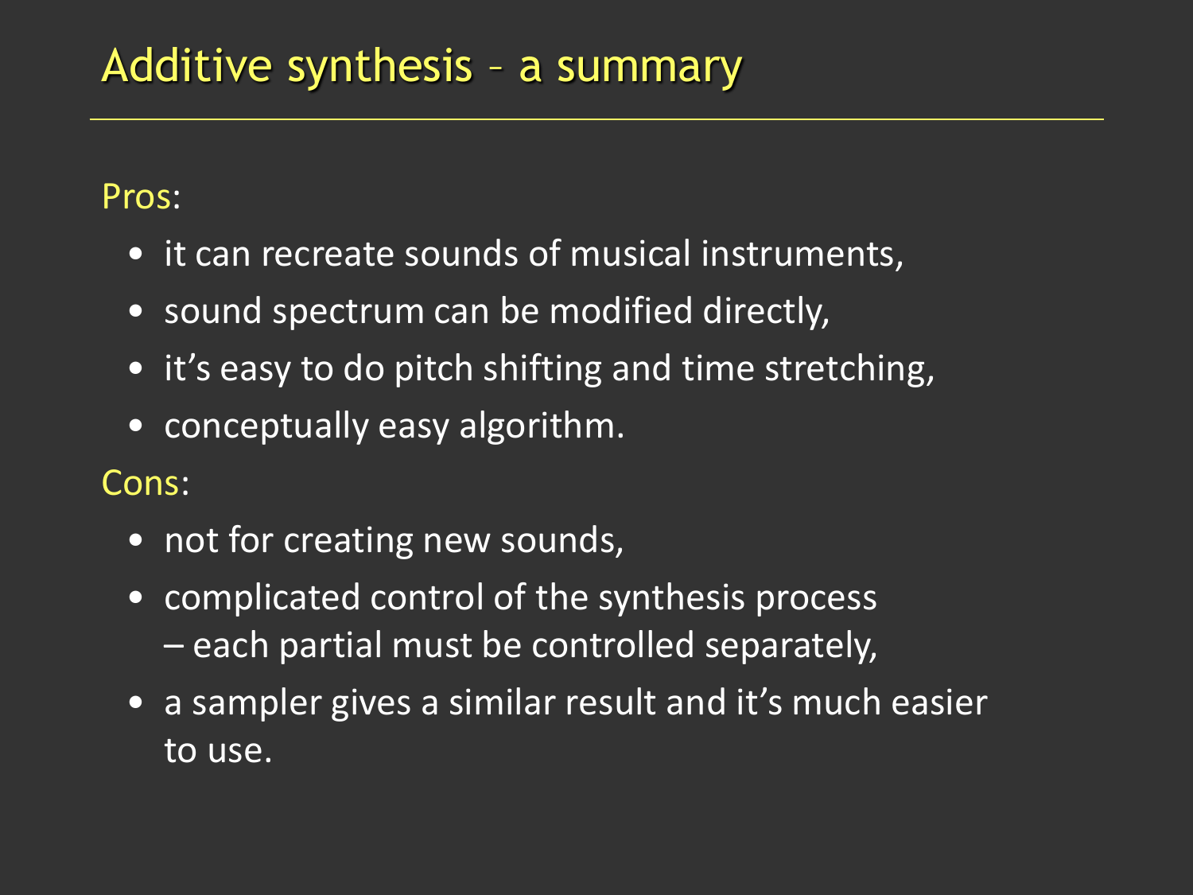# Additive synthesis – a summary

Pros:

- it can recreate sounds of musical instruments,
- sound spectrum can be modified directly,
- it's easy to do pitch shifting and time stretching,
- conceptually easy algorithm.

Cons:

- not for creating new sounds,
- complicated control of the synthesis process – each partial must be controlled separately,
- a sampler gives a similar result and it's much easier to use.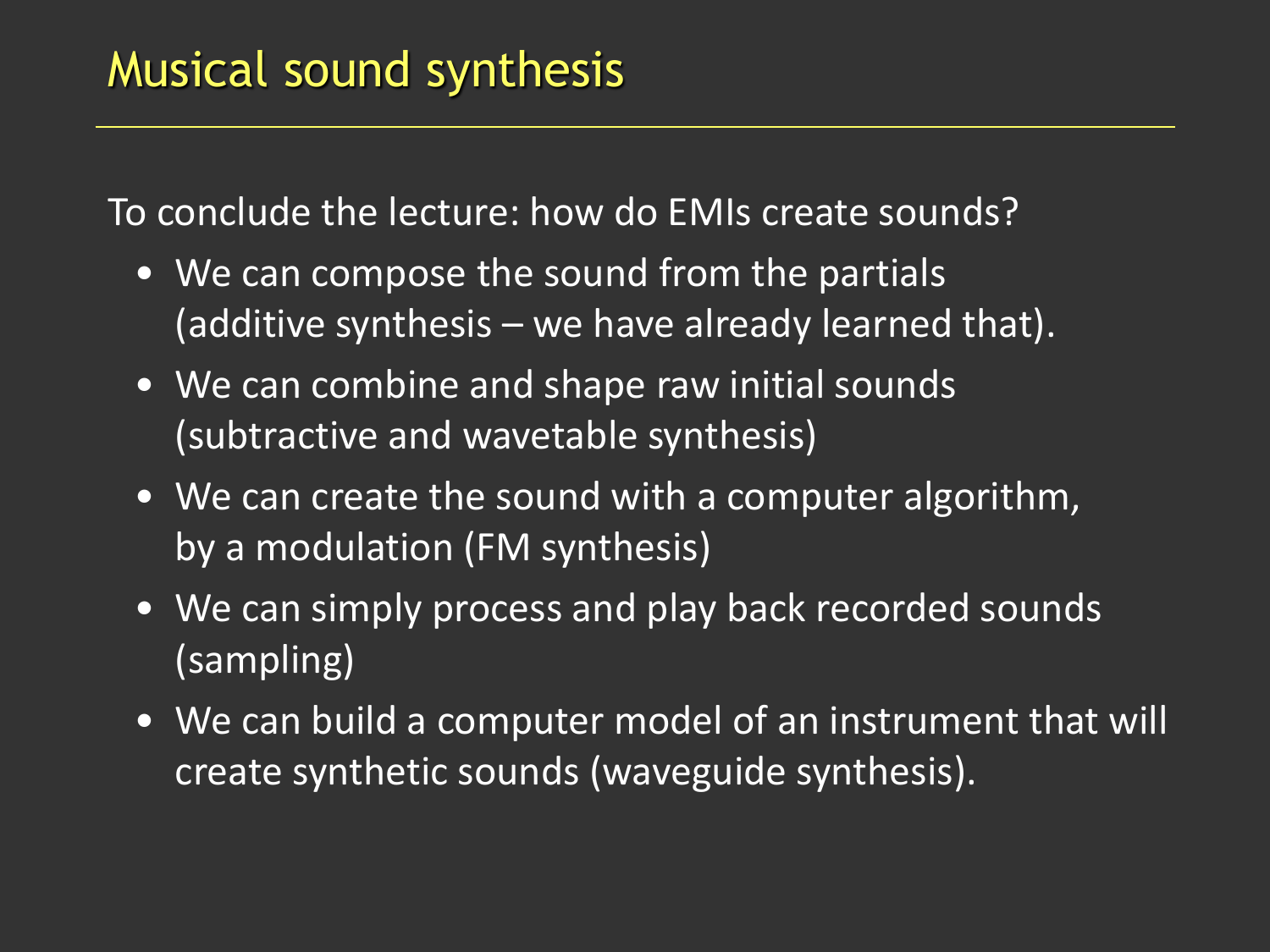# Musical sound synthesis

To conclude the lecture: how do EMIs create sounds?

- We can compose the sound from the partials (additive synthesis – we have already learned that).
- We can combine and shape raw initial sounds (subtractive and wavetable synthesis)
- We can create the sound with a computer algorithm, by a modulation (FM synthesis)
- We can simply process and play back recorded sounds (sampling)
- We can build a computer model of an instrument that will create synthetic sounds (waveguide synthesis).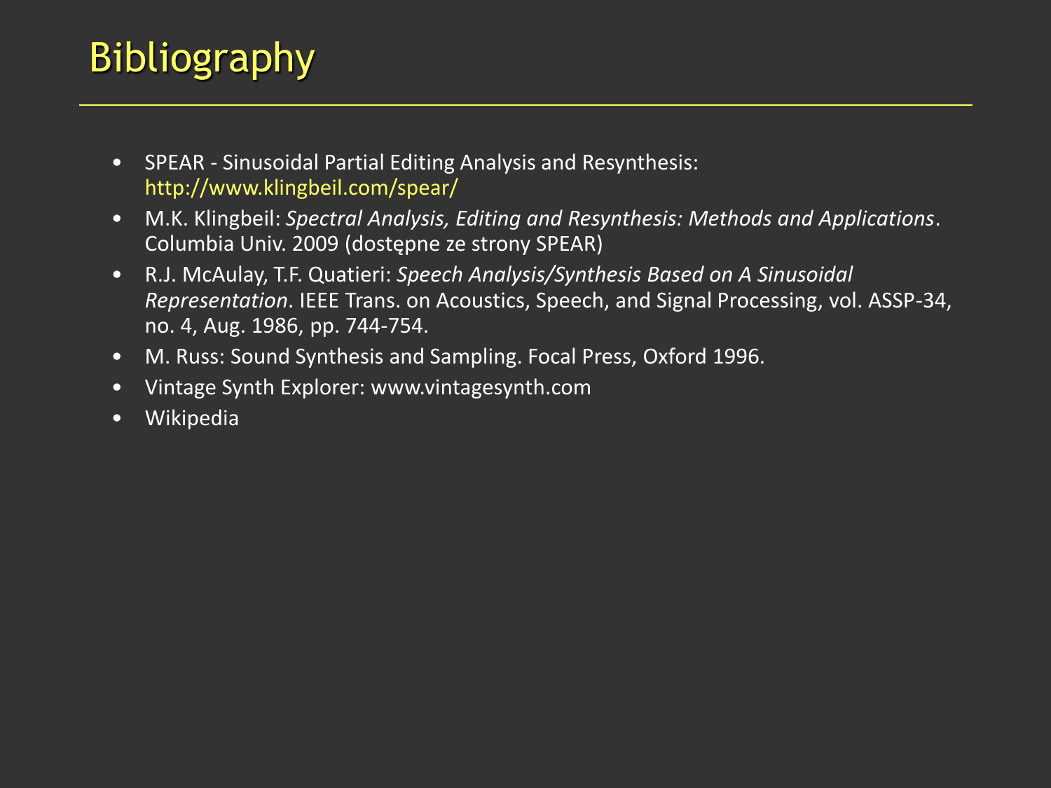# Bibliography

- SPEAR - Sinusoidal Partial Editing Analysis and Resynthesis: http://www.klingbeil.com/spear/
- M.K. Klingbeil: *Spectral Analysis, Editing and Resynthesis: Methods and Applications*. Columbia Univ. 2009 (dostępne ze strony SPEAR)
- R.J. McAulay, T.F. Quatieri: *Speech Analysis/Synthesis Based on A Sinusoidal Representation*. IEEE Trans. on Acoustics, Speech, and Signal Processing, vol. ASSP-34, no. 4, Aug. 1986, pp. 744-754.
- M. Russ: Sound Synthesis and Sampling. Focal Press, Oxford 1996.
- Vintage Synth Explorer: www.vintagesynth.com
- Wikipedia